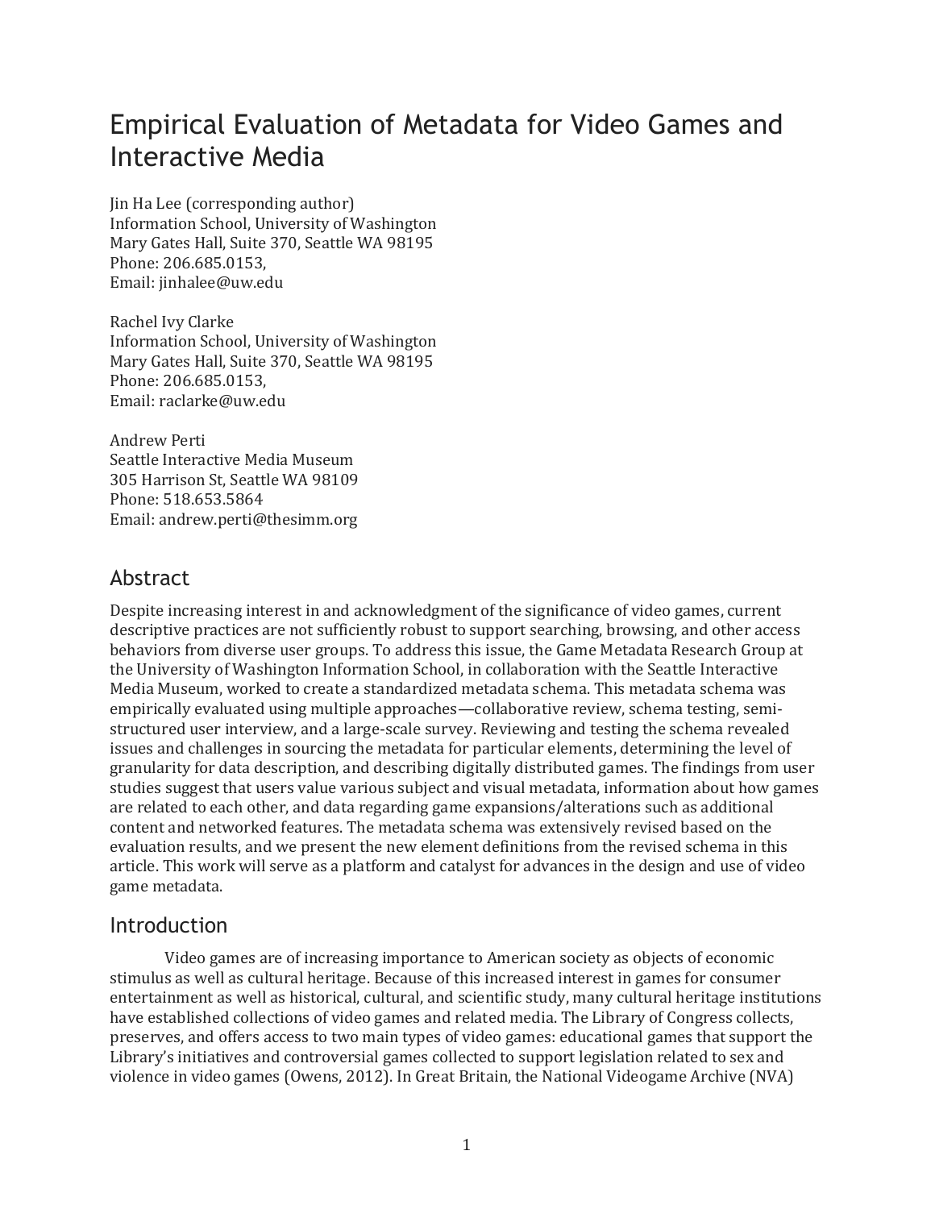# Empirical Evaluation of Metadata for Video Games and Interactive Media

Jin Ha Lee (corresponding author)
Information School, University of Washington
Mary Gates Hall, Suite 370, Seattle WA 98195
Phone: 206.685.0153,
Email: jinhalee@uw.edu

Rachel Ivy Clarke
Information School, University of Washington
Mary Gates Hall, Suite 370, Seattle WA 98195
Phone: 206.685.0153,
Email: raclarke@uw.edu

Andrew Perti
Seattle Interactive Media Museum
305 Harrison St, Seattle WA 98109
Phone: 518.653.5864
Email: andrew.perti@thesimm.org

## Abstract

Despite increasing interest in and acknowledgment of the significance of video games, current descriptive practices are not sufficiently robust to support searching, browsing, and other access behaviors from diverse user groups. To address this issue, the Game Metadata Research Group at the University of Washington Information School, in collaboration with the Seattle Interactive Media Museum, worked to create a standardized metadata schema. This metadata schema was empirically evaluated using multiple approaches—collaborative review, schema testing, semi-structured user interview, and a large-scale survey. Reviewing and testing the schema revealed issues and challenges in sourcing the metadata for particular elements, determining the level of granularity for data description, and describing digitally distributed games. The findings from user studies suggest that users value various subject and visual metadata, information about how games are related to each other, and data regarding game expansions/alterations such as additional content and networked features. The metadata schema was extensively revised based on the evaluation results, and we present the new element definitions from the revised schema in this article. This work will serve as a platform and catalyst for advances in the design and use of video game metadata.

## Introduction

Video games are of increasing importance to American society as objects of economic stimulus as well as cultural heritage. Because of this increased interest in games for consumer entertainment as well as historical, cultural, and scientific study, many cultural heritage institutions have established collections of video games and related media. The Library of Congress collects, preserves, and offers access to two main types of video games: educational games that support the Library's initiatives and controversial games collected to support legislation related to sex and violence in video games (Owens, 2012). In Great Britain, the National Videogame Archive (NVA)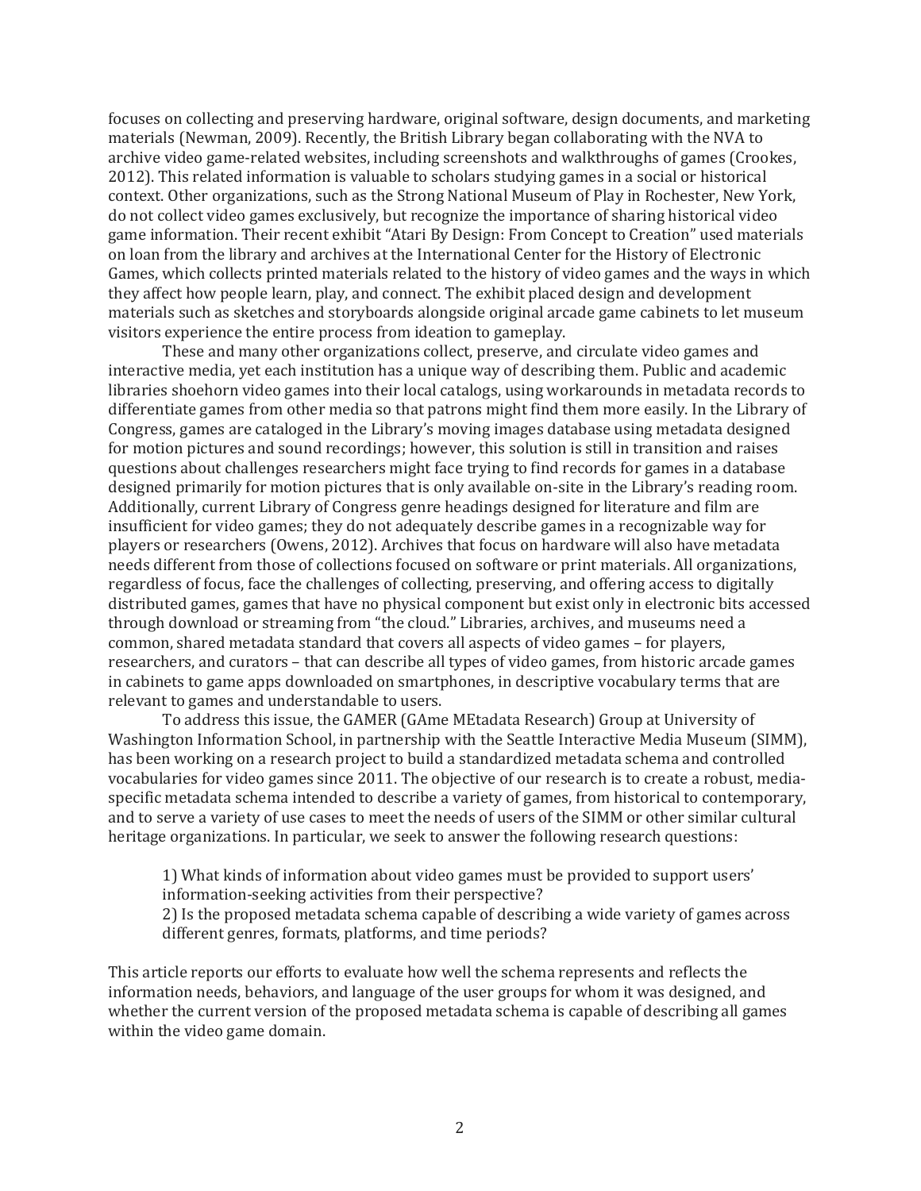focuses on collecting and preserving hardware, original software, design documents, and marketing materials (Newman, 2009). Recently, the British Library began collaborating with the NVA to archive video game-related websites, including screenshots and walkthroughs of games (Crookes, 2012). This related information is valuable to scholars studying games in a social or historical context. Other organizations, such as the Strong National Museum of Play in Rochester, New York, do not collect video games exclusively, but recognize the importance of sharing historical video game information. Their recent exhibit "Atari By Design: From Concept to Creation" used materials on loan from the library and archives at the International Center for the History of Electronic Games, which collects printed materials related to the history of video games and the ways in which they affect how people learn, play, and connect. The exhibit placed design and development materials such as sketches and storyboards alongside original arcade game cabinets to let museum visitors experience the entire process from ideation to gameplay.

These and many other organizations collect, preserve, and circulate video games and interactive media, yet each institution has a unique way of describing them. Public and academic libraries shoehorn video games into their local catalogs, using workarounds in metadata records to differentiate games from other media so that patrons might find them more easily. In the Library of Congress, games are cataloged in the Library's moving images database using metadata designed for motion pictures and sound recordings; however, this solution is still in transition and raises questions about challenges researchers might face trying to find records for games in a database designed primarily for motion pictures that is only available on-site in the Library's reading room. Additionally, current Library of Congress genre headings designed for literature and film are insufficient for video games; they do not adequately describe games in a recognizable way for players or researchers (Owens, 2012). Archives that focus on hardware will also have metadata needs different from those of collections focused on software or print materials. All organizations, regardless of focus, face the challenges of collecting, preserving, and offering access to digitally distributed games, games that have no physical component but exist only in electronic bits accessed through download or streaming from "the cloud." Libraries, archives, and museums need a common, shared metadata standard that covers all aspects of video games – for players, researchers, and curators – that can describe all types of video games, from historic arcade games in cabinets to game apps downloaded on smartphones, in descriptive vocabulary terms that are relevant to games and understandable to users.

To address this issue, the GAMER (GAme MEtadata Research) Group at University of Washington Information School, in partnership with the Seattle Interactive Media Museum (SIMM), has been working on a research project to build a standardized metadata schema and controlled vocabularies for video games since 2011. The objective of our research is to create a robust, media-specific metadata schema intended to describe a variety of games, from historical to contemporary, and to serve a variety of use cases to meet the needs of users of the SIMM or other similar cultural heritage organizations. In particular, we seek to answer the following research questions:

> 1) What kinds of information about video games must be provided to support users' information-seeking activities from their perspective?
> 2) Is the proposed metadata schema capable of describing a wide variety of games across different genres, formats, platforms, and time periods?

This article reports our efforts to evaluate how well the schema represents and reflects the information needs, behaviors, and language of the user groups for whom it was designed, and whether the current version of the proposed metadata schema is capable of describing all games within the video game domain.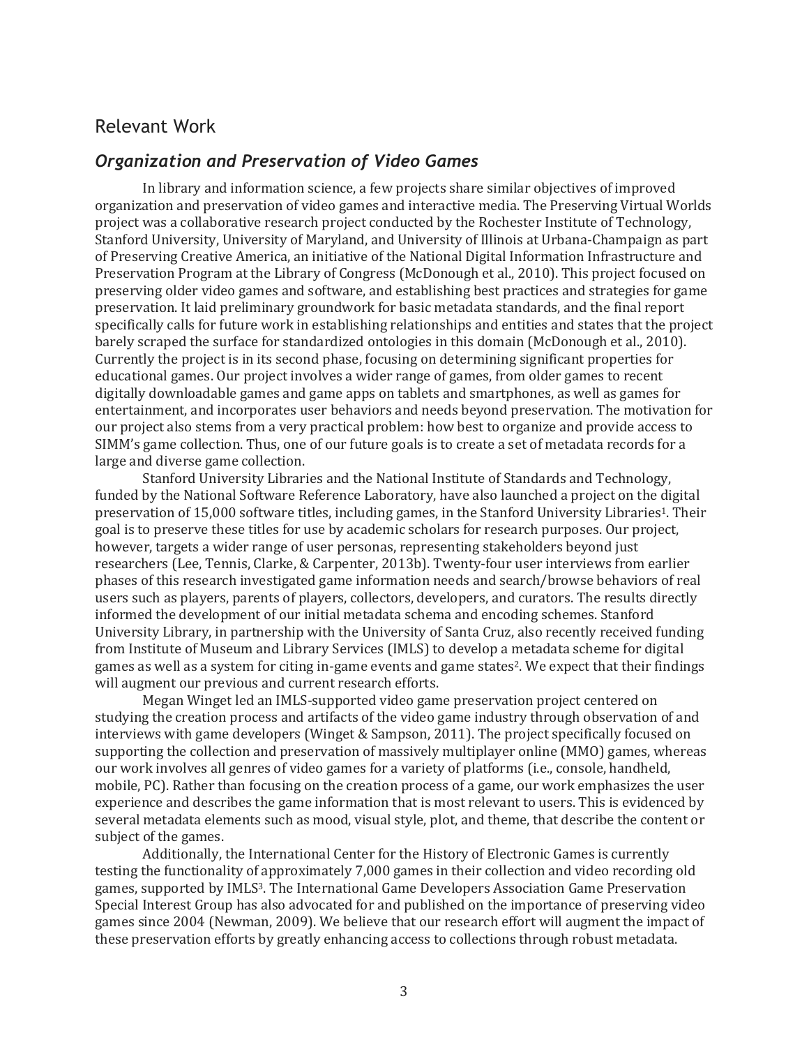## Relevant Work

### *Organization and Preservation of Video Games*

In library and information science, a few projects share similar objectives of improved organization and preservation of video games and interactive media. The Preserving Virtual Worlds project was a collaborative research project conducted by the Rochester Institute of Technology, Stanford University, University of Maryland, and University of Illinois at Urbana-Champaign as part of Preserving Creative America, an initiative of the National Digital Information Infrastructure and Preservation Program at the Library of Congress (McDonough et al., 2010). This project focused on preserving older video games and software, and establishing best practices and strategies for game preservation. It laid preliminary groundwork for basic metadata standards, and the final report specifically calls for future work in establishing relationships and entities and states that the project barely scraped the surface for standardized ontologies in this domain (McDonough et al., 2010). Currently the project is in its second phase, focusing on determining significant properties for educational games. Our project involves a wider range of games, from older games to recent digitally downloadable games and game apps on tablets and smartphones, as well as games for entertainment, and incorporates user behaviors and needs beyond preservation. The motivation for our project also stems from a very practical problem: how best to organize and provide access to SIMM's game collection. Thus, one of our future goals is to create a set of metadata records for a large and diverse game collection.

Stanford University Libraries and the National Institute of Standards and Technology, funded by the National Software Reference Laboratory, have also launched a project on the digital preservation of 15,000 software titles, including games, in the Stanford University Libraries[1]. Their goal is to preserve these titles for use by academic scholars for research purposes. Our project, however, targets a wider range of user personas, representing stakeholders beyond just researchers (Lee, Tennis, Clarke, & Carpenter, 2013b). Twenty-four user interviews from earlier phases of this research investigated game information needs and search/browse behaviors of real users such as players, parents of players, collectors, developers, and curators. The results directly informed the development of our initial metadata schema and encoding schemes. Stanford University Library, in partnership with the University of Santa Cruz, also recently received funding from Institute of Museum and Library Services (IMLS) to develop a metadata scheme for digital games as well as a system for citing in-game events and game states[2]. We expect that their findings will augment our previous and current research efforts.

Megan Winget led an IMLS-supported video game preservation project centered on studying the creation process and artifacts of the video game industry through observation of and interviews with game developers (Winget & Sampson, 2011). The project specifically focused on supporting the collection and preservation of massively multiplayer online (MMO) games, whereas our work involves all genres of video games for a variety of platforms (i.e., console, handheld, mobile, PC). Rather than focusing on the creation process of a game, our work emphasizes the user experience and describes the game information that is most relevant to users. This is evidenced by several metadata elements such as mood, visual style, plot, and theme, that describe the content or subject of the games.

Additionally, the International Center for the History of Electronic Games is currently testing the functionality of approximately 7,000 games in their collection and video recording old games, supported by IMLS[3]. The International Game Developers Association Game Preservation Special Interest Group has also advocated for and published on the importance of preserving video games since 2004 (Newman, 2009). We believe that our research effort will augment the impact of these preservation efforts by greatly enhancing access to collections through robust metadata.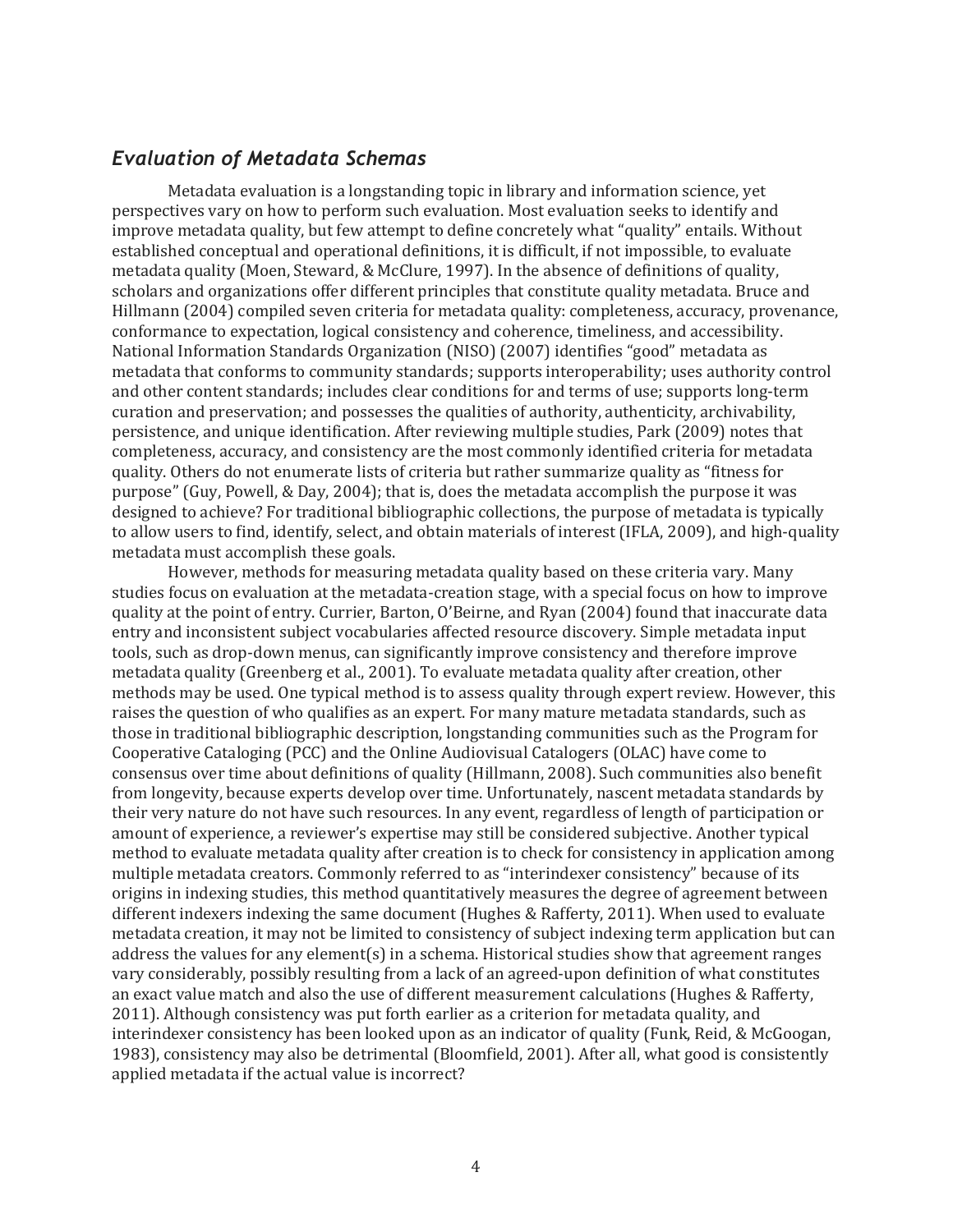## *Evaluation of Metadata Schemas*

Metadata evaluation is a longstanding topic in library and information science, yet perspectives vary on how to perform such evaluation. Most evaluation seeks to identify and improve metadata quality, but few attempt to define concretely what "quality" entails. Without established conceptual and operational definitions, it is difficult, if not impossible, to evaluate metadata quality (Moen, Steward, & McClure, 1997). In the absence of definitions of quality, scholars and organizations offer different principles that constitute quality metadata. Bruce and Hillmann (2004) compiled seven criteria for metadata quality: completeness, accuracy, provenance, conformance to expectation, logical consistency and coherence, timeliness, and accessibility. National Information Standards Organization (NISO) (2007) identifies "good" metadata as metadata that conforms to community standards; supports interoperability; uses authority control and other content standards; includes clear conditions for and terms of use; supports long-term curation and preservation; and possesses the qualities of authority, authenticity, archivability, persistence, and unique identification. After reviewing multiple studies, Park (2009) notes that completeness, accuracy, and consistency are the most commonly identified criteria for metadata quality. Others do not enumerate lists of criteria but rather summarize quality as "fitness for purpose" (Guy, Powell, & Day, 2004); that is, does the metadata accomplish the purpose it was designed to achieve? For traditional bibliographic collections, the purpose of metadata is typically to allow users to find, identify, select, and obtain materials of interest (IFLA, 2009), and high-quality metadata must accomplish these goals.

However, methods for measuring metadata quality based on these criteria vary. Many studies focus on evaluation at the metadata-creation stage, with a special focus on how to improve quality at the point of entry. Currier, Barton, O'Beirne, and Ryan (2004) found that inaccurate data entry and inconsistent subject vocabularies affected resource discovery. Simple metadata input tools, such as drop-down menus, can significantly improve consistency and therefore improve metadata quality (Greenberg et al., 2001). To evaluate metadata quality after creation, other methods may be used. One typical method is to assess quality through expert review. However, this raises the question of who qualifies as an expert. For many mature metadata standards, such as those in traditional bibliographic description, longstanding communities such as the Program for Cooperative Cataloging (PCC) and the Online Audiovisual Catalogers (OLAC) have come to consensus over time about definitions of quality (Hillmann, 2008). Such communities also benefit from longevity, because experts develop over time. Unfortunately, nascent metadata standards by their very nature do not have such resources. In any event, regardless of length of participation or amount of experience, a reviewer's expertise may still be considered subjective. Another typical method to evaluate metadata quality after creation is to check for consistency in application among multiple metadata creators. Commonly referred to as "interindexer consistency" because of its origins in indexing studies, this method quantitatively measures the degree of agreement between different indexers indexing the same document (Hughes & Rafferty, 2011). When used to evaluate metadata creation, it may not be limited to consistency of subject indexing term application but can address the values for any element(s) in a schema. Historical studies show that agreement ranges vary considerably, possibly resulting from a lack of an agreed-upon definition of what constitutes an exact value match and also the use of different measurement calculations (Hughes & Rafferty, 2011). Although consistency was put forth earlier as a criterion for metadata quality, and interindexer consistency has been looked upon as an indicator of quality (Funk, Reid, & McGoogan, 1983), consistency may also be detrimental (Bloomfield, 2001). After all, what good is consistently applied metadata if the actual value is incorrect?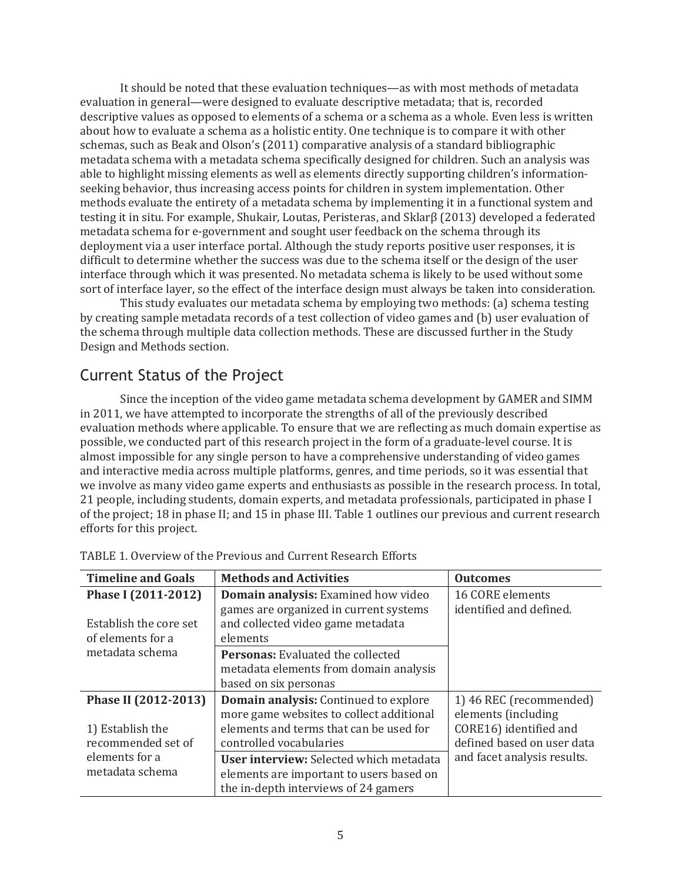It should be noted that these evaluation techniques—as with most methods of metadata evaluation in general—were designed to evaluate descriptive metadata; that is, recorded descriptive values as opposed to elements of a schema or a schema as a whole. Even less is written about how to evaluate a schema as a holistic entity. One technique is to compare it with other schemas, such as Beak and Olson's (2011) comparative analysis of a standard bibliographic metadata schema with a metadata schema specifically designed for children. Such an analysis was able to highlight missing elements as well as elements directly supporting children's information-seeking behavior, thus increasing access points for children in system implementation. Other methods evaluate the entirety of a metadata schema by implementing it in a functional system and testing it in situ. For example, Shukair, Loutas, Peristeras, and Sklarβ (2013) developed a federated metadata schema for e-government and sought user feedback on the schema through its deployment via a user interface portal. Although the study reports positive user responses, it is difficult to determine whether the success was due to the schema itself or the design of the user interface through which it was presented. No metadata schema is likely to be used without some sort of interface layer, so the effect of the interface design must always be taken into consideration.

This study evaluates our metadata schema by employing two methods: (a) schema testing by creating sample metadata records of a test collection of video games and (b) user evaluation of the schema through multiple data collection methods. These are discussed further in the Study Design and Methods section.

## Current Status of the Project

Since the inception of the video game metadata schema development by GAMER and SIMM in 2011, we have attempted to incorporate the strengths of all of the previously described evaluation methods where applicable. To ensure that we are reflecting as much domain expertise as possible, we conducted part of this research project in the form of a graduate-level course. It is almost impossible for any single person to have a comprehensive understanding of video games and interactive media across multiple platforms, genres, and time periods, so it was essential that we involve as many video game experts and enthusiasts as possible in the research process. In total, 21 people, including students, domain experts, and metadata professionals, participated in phase I of the project; 18 in phase II; and 15 in phase III. Table 1 outlines our previous and current research efforts for this project.

TABLE 1. Overview of the Previous and Current Research Efforts

| Timeline and Goals | Methods and Activities | Outcomes |
| --- | --- | --- |
| **Phase I (2011-2012)**<br><br>Establish the core set of elements for a metadata schema | **Domain analysis:** Examined how video games are organized in current systems and collected video game metadata elements | 16 CORE elements identified and defined. |
| | **Personas:** Evaluated the collected metadata elements from domain analysis based on six personas | |
| **Phase II (2012-2013)**<br><br>1) Establish the recommended set of elements for a metadata schema | **Domain analysis:** Continued to explore more game websites to collect additional elements and terms that can be used for controlled vocabularies | 1) 46 REC (recommended) elements (including CORE16) identified and defined based on user data and facet analysis results. |
| | **User interview:** Selected which metadata elements are important to users based on the in-depth interviews of 24 gamers | |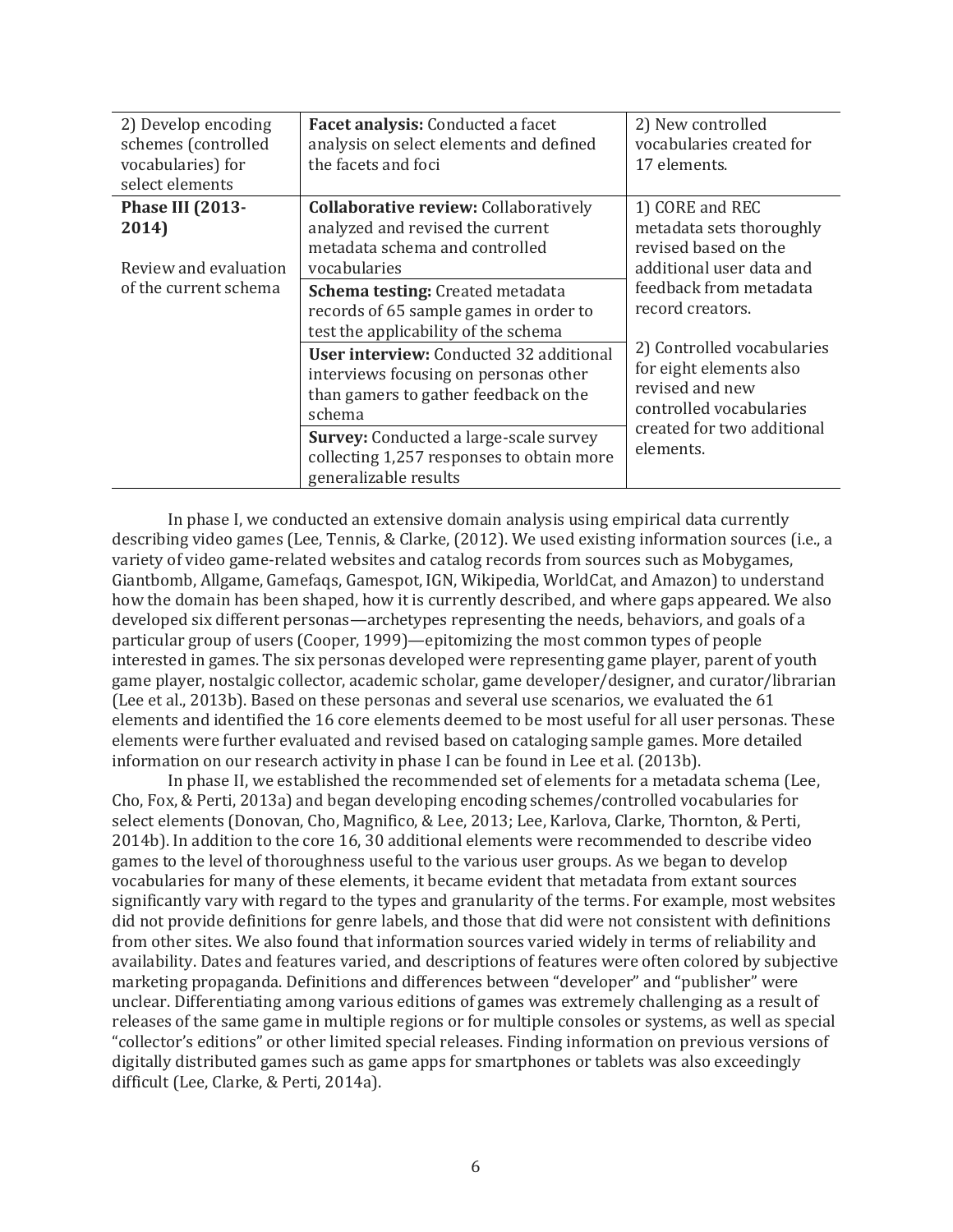| | | |
|---|---|---|
| 2) Develop encoding schemes (controlled vocabularies) for select elements | **Facet analysis:** Conducted a facet analysis on select elements and defined the facets and foci | 2) New controlled vocabularies created for 17 elements. |
| **Phase III (2013-2014)**<br><br>Review and evaluation of the current schema | **Collaborative review:** Collaboratively analyzed and revised the current metadata schema and controlled vocabularies | 1) CORE and REC metadata sets thoroughly revised based on the additional user data and feedback from metadata record creators.<br><br>2) Controlled vocabularies for eight elements also revised and new controlled vocabularies created for two additional elements. |
| | **Schema testing:** Created metadata records of 65 sample games in order to test the applicability of the schema | |
| | **User interview:** Conducted 32 additional interviews focusing on personas other than gamers to gather feedback on the schema | |
| | **Survey:** Conducted a large-scale survey collecting 1,257 responses to obtain more generalizable results | |

In phase I, we conducted an extensive domain analysis using empirical data currently describing video games (Lee, Tennis, & Clarke, (2012). We used existing information sources (i.e., a variety of video game-related websites and catalog records from sources such as Mobygames, Giantbomb, Allgame, Gamefaqs, Gamespot, IGN, Wikipedia, WorldCat, and Amazon) to understand how the domain has been shaped, how it is currently described, and where gaps appeared. We also developed six different personas—archetypes representing the needs, behaviors, and goals of a particular group of users (Cooper, 1999)—epitomizing the most common types of people interested in games. The six personas developed were representing game player, parent of youth game player, nostalgic collector, academic scholar, game developer/designer, and curator/librarian (Lee et al., 2013b). Based on these personas and several use scenarios, we evaluated the 61 elements and identified the 16 core elements deemed to be most useful for all user personas. These elements were further evaluated and revised based on cataloging sample games. More detailed information on our research activity in phase I can be found in Lee et al. (2013b).

In phase II, we established the recommended set of elements for a metadata schema (Lee, Cho, Fox, & Perti, 2013a) and began developing encoding schemes/controlled vocabularies for select elements (Donovan, Cho, Magnifico, & Lee, 2013; Lee, Karlova, Clarke, Thornton, & Perti, 2014b). In addition to the core 16, 30 additional elements were recommended to describe video games to the level of thoroughness useful to the various user groups. As we began to develop vocabularies for many of these elements, it became evident that metadata from extant sources significantly vary with regard to the types and granularity of the terms. For example, most websites did not provide definitions for genre labels, and those that did were not consistent with definitions from other sites. We also found that information sources varied widely in terms of reliability and availability. Dates and features varied, and descriptions of features were often colored by subjective marketing propaganda. Definitions and differences between "developer" and "publisher" were unclear. Differentiating among various editions of games was extremely challenging as a result of releases of the same game in multiple regions or for multiple consoles or systems, as well as special "collector's editions" or other limited special releases. Finding information on previous versions of digitally distributed games such as game apps for smartphones or tablets was also exceedingly difficult (Lee, Clarke, & Perti, 2014a).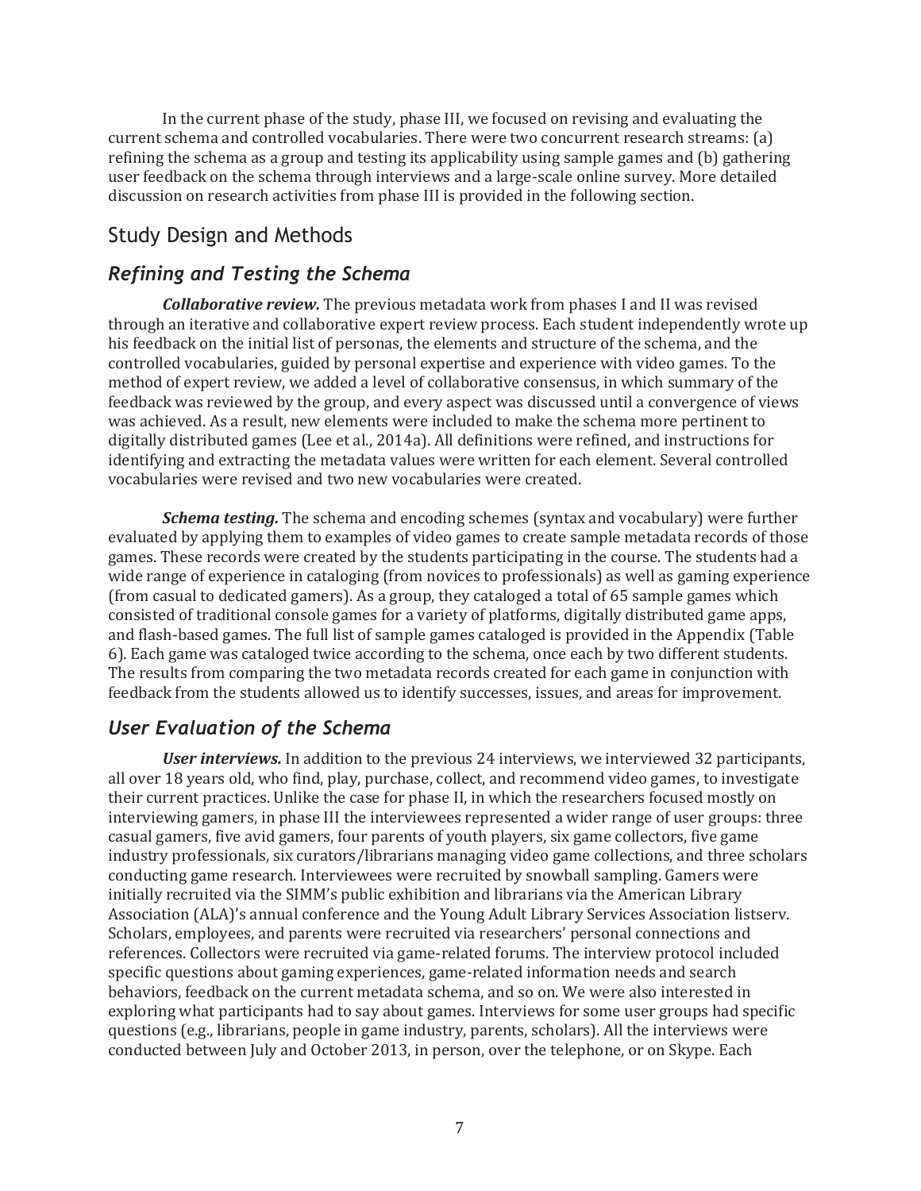In the current phase of the study, phase III, we focused on revising and evaluating the current schema and controlled vocabularies. There were two concurrent research streams: (a) refining the schema as a group and testing its applicability using sample games and (b) gathering user feedback on the schema through interviews and a large-scale online survey. More detailed discussion on research activities from phase III is provided in the following section.

## Study Design and Methods

### *Refining and Testing the Schema*

***Collaborative review.*** The previous metadata work from phases I and II was revised through an iterative and collaborative expert review process. Each student independently wrote up his feedback on the initial list of personas, the elements and structure of the schema, and the controlled vocabularies, guided by personal expertise and experience with video games. To the method of expert review, we added a level of collaborative consensus, in which summary of the feedback was reviewed by the group, and every aspect was discussed until a convergence of views was achieved. As a result, new elements were included to make the schema more pertinent to digitally distributed games (Lee et al., 2014a). All definitions were refined, and instructions for identifying and extracting the metadata values were written for each element. Several controlled vocabularies were revised and two new vocabularies were created.

***Schema testing.*** The schema and encoding schemes (syntax and vocabulary) were further evaluated by applying them to examples of video games to create sample metadata records of those games. These records were created by the students participating in the course. The students had a wide range of experience in cataloging (from novices to professionals) as well as gaming experience (from casual to dedicated gamers). As a group, they cataloged a total of 65 sample games which consisted of traditional console games for a variety of platforms, digitally distributed game apps, and flash-based games. The full list of sample games cataloged is provided in the Appendix (Table 6). Each game was cataloged twice according to the schema, once each by two different students. The results from comparing the two metadata records created for each game in conjunction with feedback from the students allowed us to identify successes, issues, and areas for improvement.

### *User Evaluation of the Schema*

***User interviews.*** In addition to the previous 24 interviews, we interviewed 32 participants, all over 18 years old, who find, play, purchase, collect, and recommend video games, to investigate their current practices. Unlike the case for phase II, in which the researchers focused mostly on interviewing gamers, in phase III the interviewees represented a wider range of user groups: three casual gamers, five avid gamers, four parents of youth players, six game collectors, five game industry professionals, six curators/librarians managing video game collections, and three scholars conducting game research. Interviewees were recruited by snowball sampling. Gamers were initially recruited via the SIMM's public exhibition and librarians via the American Library Association (ALA)'s annual conference and the Young Adult Library Services Association listserv. Scholars, employees, and parents were recruited via researchers' personal connections and references. Collectors were recruited via game-related forums. The interview protocol included specific questions about gaming experiences, game-related information needs and search behaviors, feedback on the current metadata schema, and so on. We were also interested in exploring what participants had to say about games. Interviews for some user groups had specific questions (e.g., librarians, people in game industry, parents, scholars). All the interviews were conducted between July and October 2013, in person, over the telephone, or on Skype. Each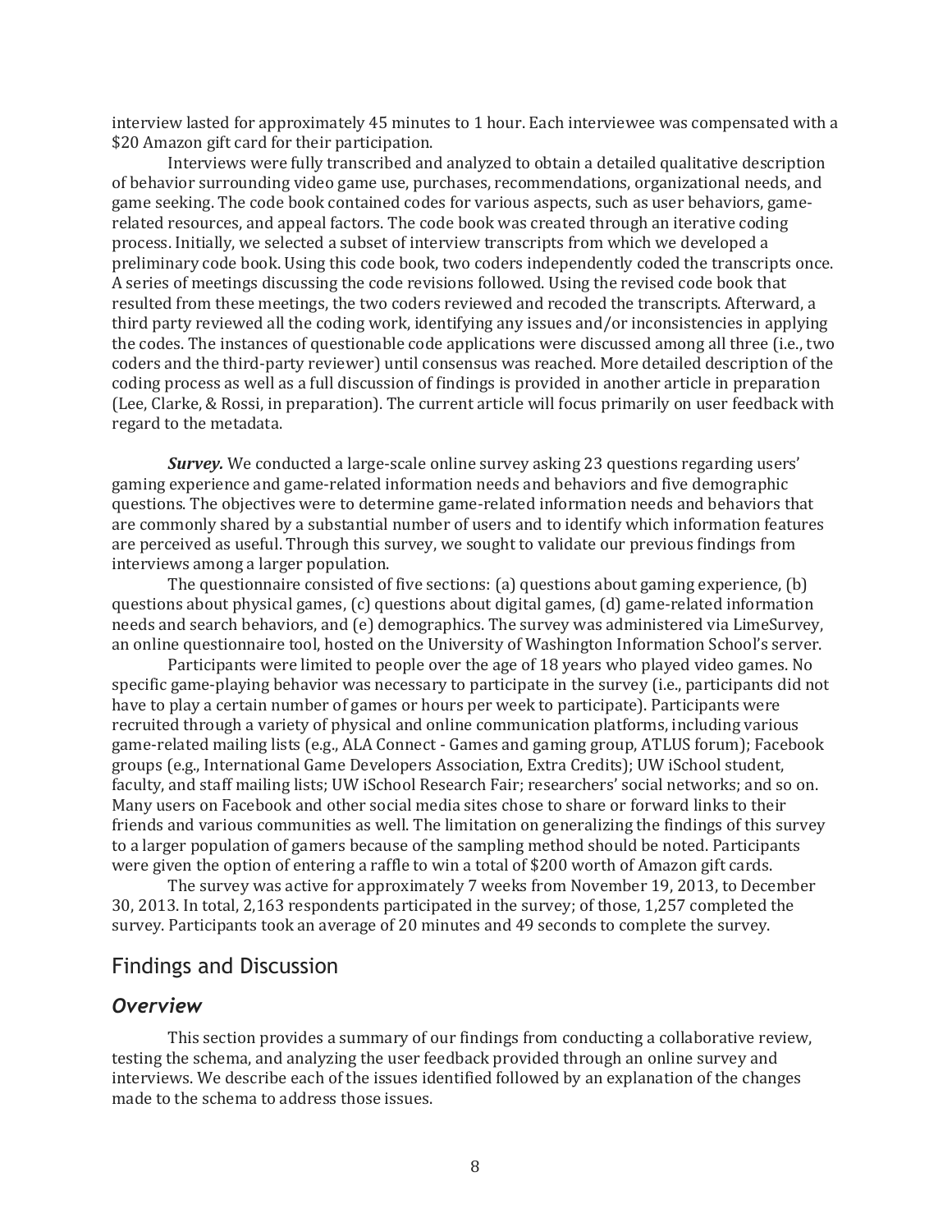interview lasted for approximately 45 minutes to 1 hour. Each interviewee was compensated with a $20 Amazon gift card for their participation.

Interviews were fully transcribed and analyzed to obtain a detailed qualitative description of behavior surrounding video game use, purchases, recommendations, organizational needs, and game seeking. The code book contained codes for various aspects, such as user behaviors, game-related resources, and appeal factors. The code book was created through an iterative coding process. Initially, we selected a subset of interview transcripts from which we developed a preliminary code book. Using this code book, two coders independently coded the transcripts once. A series of meetings discussing the code revisions followed. Using the revised code book that resulted from these meetings, the two coders reviewed and recoded the transcripts. Afterward, a third party reviewed all the coding work, identifying any issues and/or inconsistencies in applying the codes. The instances of questionable code applications were discussed among all three (i.e., two coders and the third-party reviewer) until consensus was reached. More detailed description of the coding process as well as a full discussion of findings is provided in another article in preparation (Lee, Clarke, & Rossi, in preparation). The current article will focus primarily on user feedback with regard to the metadata.

***Survey.*** We conducted a large-scale online survey asking 23 questions regarding users' gaming experience and game-related information needs and behaviors and five demographic questions. The objectives were to determine game-related information needs and behaviors that are commonly shared by a substantial number of users and to identify which information features are perceived as useful. Through this survey, we sought to validate our previous findings from interviews among a larger population.

The questionnaire consisted of five sections: (a) questions about gaming experience, (b) questions about physical games, (c) questions about digital games, (d) game-related information needs and search behaviors, and (e) demographics. The survey was administered via LimeSurvey, an online questionnaire tool, hosted on the University of Washington Information School's server.

Participants were limited to people over the age of 18 years who played video games. No specific game-playing behavior was necessary to participate in the survey (i.e., participants did not have to play a certain number of games or hours per week to participate). Participants were recruited through a variety of physical and online communication platforms, including various game-related mailing lists (e.g., ALA Connect - Games and gaming group, ATLUS forum); Facebook groups (e.g., International Game Developers Association, Extra Credits); UW iSchool student, faculty, and staff mailing lists; UW iSchool Research Fair; researchers' social networks; and so on. Many users on Facebook and other social media sites chose to share or forward links to their friends and various communities as well. The limitation on generalizing the findings of this survey to a larger population of gamers because of the sampling method should be noted. Participants were given the option of entering a raffle to win a total of $200 worth of Amazon gift cards.

The survey was active for approximately 7 weeks from November 19, 2013, to December 30, 2013. In total, 2,163 respondents participated in the survey; of those, 1,257 completed the survey. Participants took an average of 20 minutes and 49 seconds to complete the survey.

## Findings and Discussion

### *Overview*

This section provides a summary of our findings from conducting a collaborative review, testing the schema, and analyzing the user feedback provided through an online survey and interviews. We describe each of the issues identified followed by an explanation of the changes made to the schema to address those issues.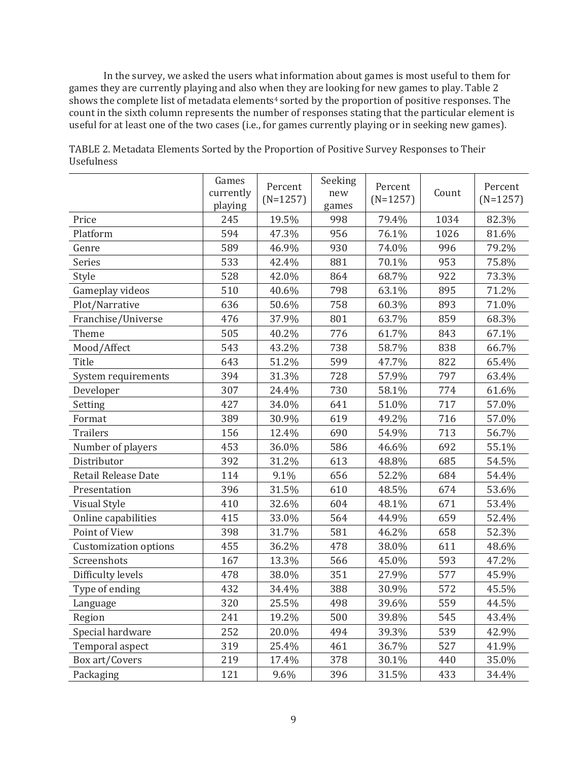In the survey, we asked the users what information about games is most useful to them for games they are currently playing and also when they are looking for new games to play. Table 2 shows the complete list of metadata elements[4] sorted by the proportion of positive responses. The count in the sixth column represents the number of responses stating that the particular element is useful for at least one of the two cases (i.e., for games currently playing or in seeking new games).

TABLE 2. Metadata Elements Sorted by the Proportion of Positive Survey Responses to Their Usefulness

| | Games currently playing | Percent (N=1257) | Seeking new games | Percent (N=1257) | Count | Percent (N=1257) |
|---|---|---|---|---|---|---|
| Price | 245 | 19.5% | 998 | 79.4% | 1034 | 82.3% |
| Platform | 594 | 47.3% | 956 | 76.1% | 1026 | 81.6% |
| Genre | 589 | 46.9% | 930 | 74.0% | 996 | 79.2% |
| Series | 533 | 42.4% | 881 | 70.1% | 953 | 75.8% |
| Style | 528 | 42.0% | 864 | 68.7% | 922 | 73.3% |
| Gameplay videos | 510 | 40.6% | 798 | 63.1% | 895 | 71.2% |
| Plot/Narrative | 636 | 50.6% | 758 | 60.3% | 893 | 71.0% |
| Franchise/Universe | 476 | 37.9% | 801 | 63.7% | 859 | 68.3% |
| Theme | 505 | 40.2% | 776 | 61.7% | 843 | 67.1% |
| Mood/Affect | 543 | 43.2% | 738 | 58.7% | 838 | 66.7% |
| Title | 643 | 51.2% | 599 | 47.7% | 822 | 65.4% |
| System requirements | 394 | 31.3% | 728 | 57.9% | 797 | 63.4% |
| Developer | 307 | 24.4% | 730 | 58.1% | 774 | 61.6% |
| Setting | 427 | 34.0% | 641 | 51.0% | 717 | 57.0% |
| Format | 389 | 30.9% | 619 | 49.2% | 716 | 57.0% |
| Trailers | 156 | 12.4% | 690 | 54.9% | 713 | 56.7% |
| Number of players | 453 | 36.0% | 586 | 46.6% | 692 | 55.1% |
| Distributor | 392 | 31.2% | 613 | 48.8% | 685 | 54.5% |
| Retail Release Date | 114 | 9.1% | 656 | 52.2% | 684 | 54.4% |
| Presentation | 396 | 31.5% | 610 | 48.5% | 674 | 53.6% |
| Visual Style | 410 | 32.6% | 604 | 48.1% | 671 | 53.4% |
| Online capabilities | 415 | 33.0% | 564 | 44.9% | 659 | 52.4% |
| Point of View | 398 | 31.7% | 581 | 46.2% | 658 | 52.3% |
| Customization options | 455 | 36.2% | 478 | 38.0% | 611 | 48.6% |
| Screenshots | 167 | 13.3% | 566 | 45.0% | 593 | 47.2% |
| Difficulty levels | 478 | 38.0% | 351 | 27.9% | 577 | 45.9% |
| Type of ending | 432 | 34.4% | 388 | 30.9% | 572 | 45.5% |
| Language | 320 | 25.5% | 498 | 39.6% | 559 | 44.5% |
| Region | 241 | 19.2% | 500 | 39.8% | 545 | 43.4% |
| Special hardware | 252 | 20.0% | 494 | 39.3% | 539 | 42.9% |
| Temporal aspect | 319 | 25.4% | 461 | 36.7% | 527 | 41.9% |
| Box art/Covers | 219 | 17.4% | 378 | 30.1% | 440 | 35.0% |
| Packaging | 121 | 9.6% | 396 | 31.5% | 433 | 34.4% |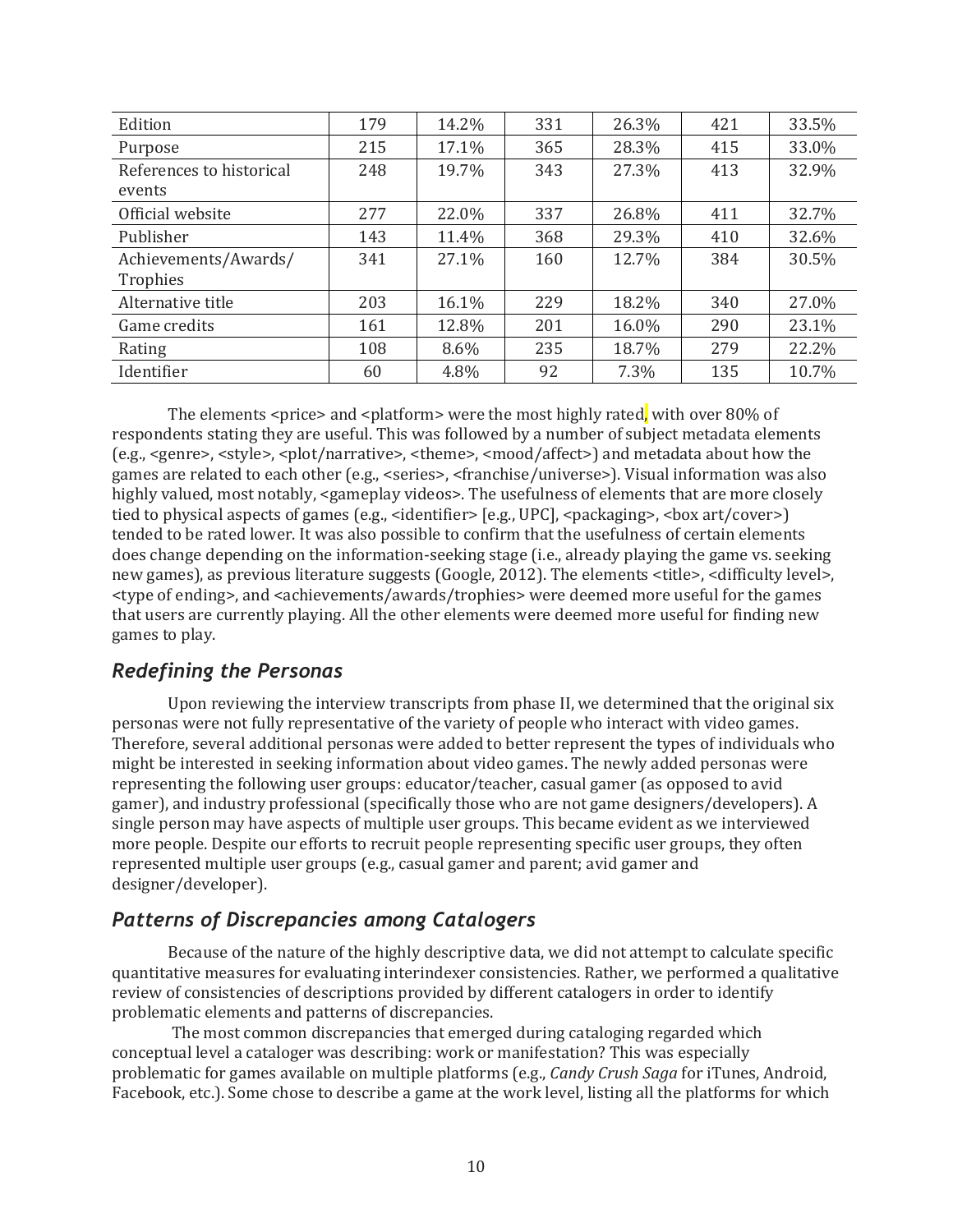| | | | | | | |
|---|---|---|---|---|---|---|
| Edition | 179 | 14.2% | 331 | 26.3% | 421 | 33.5% |
| Purpose | 215 | 17.1% | 365 | 28.3% | 415 | 33.0% |
| References to historical events | 248 | 19.7% | 343 | 27.3% | 413 | 32.9% |
| Official website | 277 | 22.0% | 337 | 26.8% | 411 | 32.7% |
| Publisher | 143 | 11.4% | 368 | 29.3% | 410 | 32.6% |
| Achievements/Awards/ Trophies | 341 | 27.1% | 160 | 12.7% | 384 | 30.5% |
| Alternative title | 203 | 16.1% | 229 | 18.2% | 340 | 27.0% |
| Game credits | 161 | 12.8% | 201 | 16.0% | 290 | 23.1% |
| Rating | 108 | 8.6% | 235 | 18.7% | 279 | 22.2% |
| Identifier | 60 | 4.8% | 92 | 7.3% | 135 | 10.7% |

The elements <price> and <platform> were the most highly rated, with over 80% of respondents stating they are useful. This was followed by a number of subject metadata elements (e.g., <genre>, <style>, <plot/narrative>, <theme>, <mood/affect>) and metadata about how the games are related to each other (e.g., <series>, <franchise/universe>). Visual information was also highly valued, most notably, <gameplay videos>. The usefulness of elements that are more closely tied to physical aspects of games (e.g., <identifier> [e.g., UPC], <packaging>, <box art/cover>) tended to be rated lower. It was also possible to confirm that the usefulness of certain elements does change depending on the information-seeking stage (i.e., already playing the game vs. seeking new games), as previous literature suggests (Google, 2012). The elements <title>, <difficulty level>, <type of ending>, and <achievements/awards/trophies> were deemed more useful for the games that users are currently playing. All the other elements were deemed more useful for finding new games to play.

## *Redefining the Personas*

Upon reviewing the interview transcripts from phase II, we determined that the original six personas were not fully representative of the variety of people who interact with video games. Therefore, several additional personas were added to better represent the types of individuals who might be interested in seeking information about video games. The newly added personas were representing the following user groups: educator/teacher, casual gamer (as opposed to avid gamer), and industry professional (specifically those who are not game designers/developers). A single person may have aspects of multiple user groups. This became evident as we interviewed more people. Despite our efforts to recruit people representing specific user groups, they often represented multiple user groups (e.g., casual gamer and parent; avid gamer and designer/developer).

## *Patterns of Discrepancies among Catalogers*

Because of the nature of the highly descriptive data, we did not attempt to calculate specific quantitative measures for evaluating interindexer consistencies. Rather, we performed a qualitative review of consistencies of descriptions provided by different catalogers in order to identify problematic elements and patterns of discrepancies.

The most common discrepancies that emerged during cataloging regarded which conceptual level a cataloger was describing: work or manifestation? This was especially problematic for games available on multiple platforms (e.g., *Candy Crush Saga* for iTunes, Android, Facebook, etc.). Some chose to describe a game at the work level, listing all the platforms for which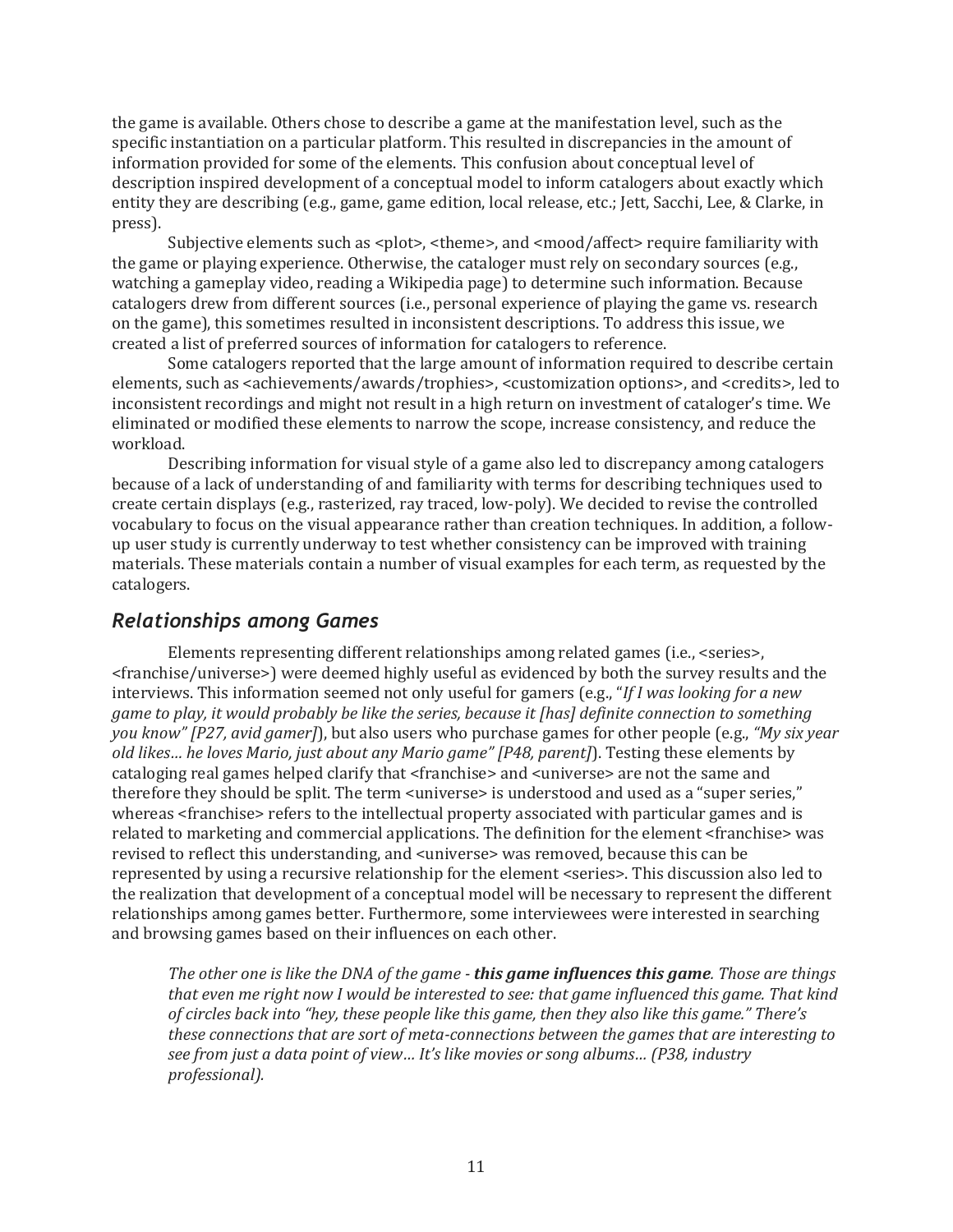the game is available. Others chose to describe a game at the manifestation level, such as the specific instantiation on a particular platform. This resulted in discrepancies in the amount of information provided for some of the elements. This confusion about conceptual level of description inspired development of a conceptual model to inform catalogers about exactly which entity they are describing (e.g., game, game edition, local release, etc.; Jett, Sacchi, Lee, & Clarke, in press).

Subjective elements such as <plot>, <theme>, and <mood/affect> require familiarity with the game or playing experience. Otherwise, the cataloger must rely on secondary sources (e.g., watching a gameplay video, reading a Wikipedia page) to determine such information. Because catalogers drew from different sources (i.e., personal experience of playing the game vs. research on the game), this sometimes resulted in inconsistent descriptions. To address this issue, we created a list of preferred sources of information for catalogers to reference.

Some catalogers reported that the large amount of information required to describe certain elements, such as <achievements/awards/trophies>, <customization options>, and <credits>, led to inconsistent recordings and might not result in a high return on investment of cataloger's time. We eliminated or modified these elements to narrow the scope, increase consistency, and reduce the workload.

Describing information for visual style of a game also led to discrepancy among catalogers because of a lack of understanding of and familiarity with terms for describing techniques used to create certain displays (e.g., rasterized, ray traced, low-poly). We decided to revise the controlled vocabulary to focus on the visual appearance rather than creation techniques. In addition, a follow-up user study is currently underway to test whether consistency can be improved with training materials. These materials contain a number of visual examples for each term, as requested by the catalogers.

## *Relationships among Games*

Elements representing different relationships among related games (i.e., <series>, <franchise/universe>) were deemed highly useful as evidenced by both the survey results and the interviews. This information seemed not only useful for gamers (e.g., "*If I was looking for a new game to play, it would probably be like the series, because it [has] definite connection to something you know" [P27, avid gamer]*), but also users who purchase games for other people (e.g., *"My six year old likes… he loves Mario, just about any Mario game" [P48, parent]*). Testing these elements by cataloging real games helped clarify that <franchise> and <universe> are not the same and therefore they should be split. The term <universe> is understood and used as a "super series," whereas <franchise> refers to the intellectual property associated with particular games and is related to marketing and commercial applications. The definition for the element <franchise> was revised to reflect this understanding, and <universe> was removed, because this can be represented by using a recursive relationship for the element <series>. This discussion also led to the realization that development of a conceptual model will be necessary to represent the different relationships among games better. Furthermore, some interviewees were interested in searching and browsing games based on their influences on each other.

> *The other one is like the DNA of the game - **this game influences this game**. Those are things that even me right now I would be interested to see: that game influenced this game. That kind of circles back into "hey, these people like this game, then they also like this game." There's these connections that are sort of meta-connections between the games that are interesting to see from just a data point of view… It's like movies or song albums… (P38, industry professional).*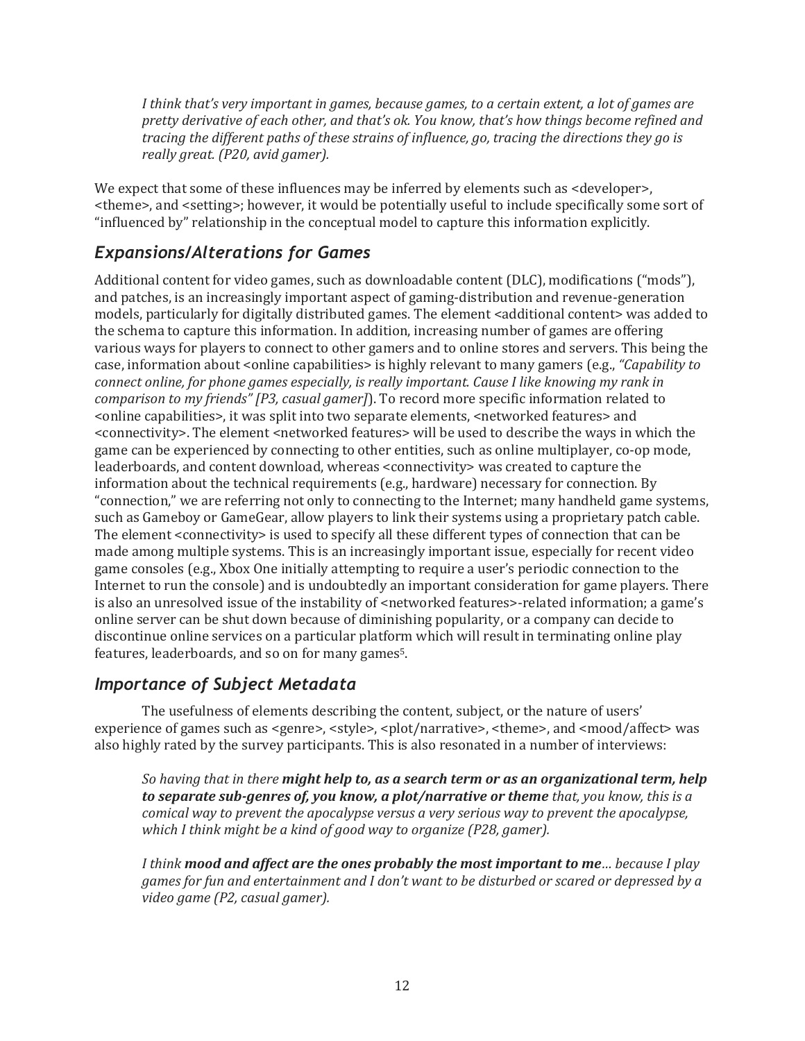> *I think that's very important in games, because games, to a certain extent, a lot of games are pretty derivative of each other, and that's ok. You know, that's how things become refined and tracing the different paths of these strains of influence, go, tracing the directions they go is really great. (P20, avid gamer).*

We expect that some of these influences may be inferred by elements such as <developer>, <theme>, and <setting>; however, it would be potentially useful to include specifically some sort of "influenced by" relationship in the conceptual model to capture this information explicitly.

## *Expansions/Alterations for Games*

Additional content for video games, such as downloadable content (DLC), modifications ("mods"), and patches, is an increasingly important aspect of gaming-distribution and revenue-generation models, particularly for digitally distributed games. The element <additional content> was added to the schema to capture this information. In addition, increasing number of games are offering various ways for players to connect to other gamers and to online stores and servers. This being the case, information about <online capabilities> is highly relevant to many gamers (e.g., *"Capability to connect online, for phone games especially, is really important. Cause I like knowing my rank in comparison to my friends" [P3, casual gamer]*). To record more specific information related to <online capabilities>, it was split into two separate elements, <networked features> and <connectivity>. The element <networked features> will be used to describe the ways in which the game can be experienced by connecting to other entities, such as online multiplayer, co-op mode, leaderboards, and content download, whereas <connectivity> was created to capture the information about the technical requirements (e.g., hardware) necessary for connection. By "connection," we are referring not only to connecting to the Internet; many handheld game systems, such as Gameboy or GameGear, allow players to link their systems using a proprietary patch cable. The element <connectivity> is used to specify all these different types of connection that can be made among multiple systems. This is an increasingly important issue, especially for recent video game consoles (e.g., Xbox One initially attempting to require a user's periodic connection to the Internet to run the console) and is undoubtedly an important consideration for game players. There is also an unresolved issue of the instability of <networked features>-related information; a game's online server can be shut down because of diminishing popularity, or a company can decide to discontinue online services on a particular platform which will result in terminating online play features, leaderboards, and so on for many games[5].

## *Importance of Subject Metadata*

The usefulness of elements describing the content, subject, or the nature of users' experience of games such as <genre>, <style>, <plot/narrative>, <theme>, and <mood/affect> was also highly rated by the survey participants. This is also resonated in a number of interviews:

> *So having that in there **might help to, as a search term or as an organizational term, help to separate sub-genres of, you know, a plot/narrative or theme** that, you know, this is a comical way to prevent the apocalypse versus a very serious way to prevent the apocalypse, which I think might be a kind of good way to organize (P28, gamer).*

> *I think **mood and affect are the ones probably the most important to me**… because I play games for fun and entertainment and I don't want to be disturbed or scared or depressed by a video game (P2, casual gamer).*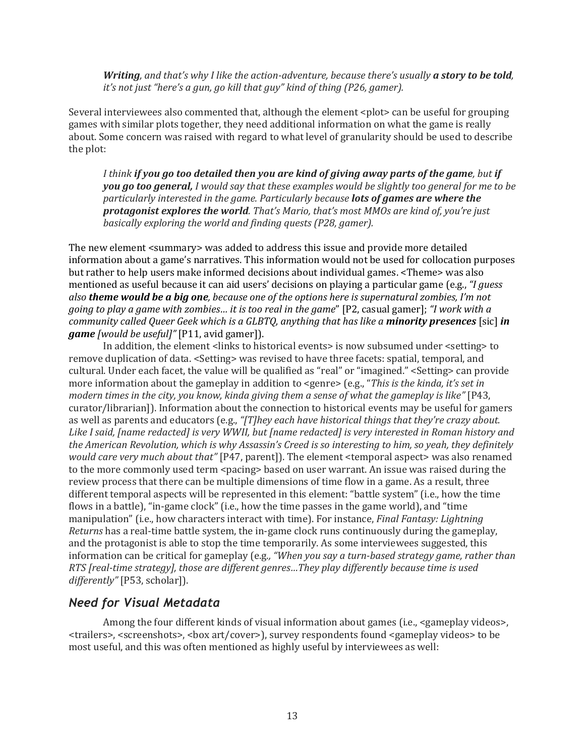> ***Writing**, and that's why I like the action-adventure, because there's usually **a story to be told**, it's not just "here's a gun, go kill that guy" kind of thing (P26, gamer).*

Several interviewees also commented that, although the element <plot> can be useful for grouping games with similar plots together, they need additional information on what the game is really about. Some concern was raised with regard to what level of granularity should be used to describe the plot:

> *I think **if you go too detailed then you are kind of giving away parts of the game**, but **if you go too general,** I would say that these examples would be slightly too general for me to be particularly interested in the game. Particularly because **lots of games are where the protagonist explores the world**. That's Mario, that's most MMOs are kind of, you're just basically exploring the world and finding quests (P28, gamer).*

The new element <summary> was added to address this issue and provide more detailed information about a game's narratives. This information would not be used for collocation purposes but rather to help users make informed decisions about individual games. <Theme> was also mentioned as useful because it can aid users' decisions on playing a particular game (e.g., *"I guess also **theme would be a big one**, because one of the options here is supernatural zombies, I'm not going to play a game with zombies… it is too real in the game*" [P2, casual gamer]; *"I work with a community called Queer Geek which is a GLBTQ, anything that has like a **minority presences*** [sic] ***in game** [would be useful]"* [P11, avid gamer]).

In addition, the element <links to historical events> is now subsumed under <setting> to remove duplication of data. <Setting> was revised to have three facets: spatial, temporal, and cultural. Under each facet, the value will be qualified as "real" or "imagined." <Setting> can provide more information about the gameplay in addition to <genre> (e.g., "*This is the kinda, it's set in modern times in the city, you know, kinda giving them a sense of what the gameplay is like"* [P43, curator/librarian]). Information about the connection to historical events may be useful for gamers as well as parents and educators (e.g., *"[T]hey each have historical things that they're crazy about. Like I said, [name redacted] is very WWII, but [name redacted] is very interested in Roman history and the American Revolution, which is why Assassin's Creed is so interesting to him, so yeah, they definitely would care very much about that"* [P47, parent]). The element <temporal aspect> was also renamed to the more commonly used term <pacing> based on user warrant. An issue was raised during the review process that there can be multiple dimensions of time flow in a game. As a result, three different temporal aspects will be represented in this element: "battle system" (i.e., how the time flows in a battle), "in-game clock" (i.e., how the time passes in the game world), and "time manipulation" (i.e., how characters interact with time). For instance, *Final Fantasy: Lightning Returns* has a real-time battle system, the in-game clock runs continuously during the gameplay, and the protagonist is able to stop the time temporarily. As some interviewees suggested, this information can be critical for gameplay (e.g.*, "When you say a turn-based strategy game, rather than RTS [real-time strategy], those are different genres…They play differently because time is used differently"* [P53, scholar]).

## *Need for Visual Metadata*

Among the four different kinds of visual information about games (i.e., <gameplay videos>, <trailers>, <screenshots>, <box art/cover>), survey respondents found <gameplay videos> to be most useful, and this was often mentioned as highly useful by interviewees as well: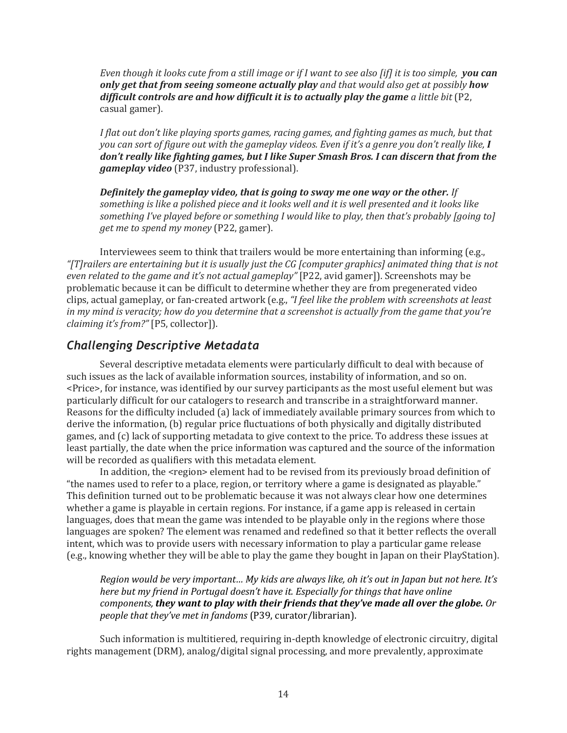*Even though it looks cute from a still image or if I want to see also [if] it is too simple,* ***you can only get that from seeing someone actually play*** *and that would also get at possibly* ***how difficult controls are and how difficult it is to actually play the game*** *a little bit* (P2, casual gamer).

*I flat out don't like playing sports games, racing games, and fighting games as much, but that you can sort of figure out with the gameplay videos. Even if it's a genre you don't really like,* ***I don't really like fighting games, but I like Super Smash Bros. I can discern that from the gameplay video*** (P37, industry professional).

***Definitely the gameplay video, that is going to sway me one way or the other.*** *If something is like a polished piece and it looks well and it is well presented and it looks like something I've played before or something I would like to play, then that's probably [going to] get me to spend my money* (P22, gamer).

Interviewees seem to think that trailers would be more entertaining than informing (e.g., *"[T]railers are entertaining but it is usually just the CG [computer graphics] animated thing that is not even related to the game and it's not actual gameplay"* [P22, avid gamer]). Screenshots may be problematic because it can be difficult to determine whether they are from pregenerated video clips, actual gameplay, or fan-created artwork (e.g., *"I feel like the problem with screenshots at least in my mind is veracity; how do you determine that a screenshot is actually from the game that you're claiming it's from?"* [P5, collector]).

## *Challenging Descriptive Metadata*

Several descriptive metadata elements were particularly difficult to deal with because of such issues as the lack of available information sources, instability of information, and so on. <Price>, for instance, was identified by our survey participants as the most useful element but was particularly difficult for our catalogers to research and transcribe in a straightforward manner. Reasons for the difficulty included (a) lack of immediately available primary sources from which to derive the information, (b) regular price fluctuations of both physically and digitally distributed games, and (c) lack of supporting metadata to give context to the price. To address these issues at least partially, the date when the price information was captured and the source of the information will be recorded as qualifiers with this metadata element.

In addition, the <region> element had to be revised from its previously broad definition of "the names used to refer to a place, region, or territory where a game is designated as playable." This definition turned out to be problematic because it was not always clear how one determines whether a game is playable in certain regions. For instance, if a game app is released in certain languages, does that mean the game was intended to be playable only in the regions where those languages are spoken? The element was renamed and redefined so that it better reflects the overall intent, which was to provide users with necessary information to play a particular game release (e.g., knowing whether they will be able to play the game they bought in Japan on their PlayStation).

*Region would be very important… My kids are always like, oh it's out in Japan but not here. It's here but my friend in Portugal doesn't have it. Especially for things that have online components,* ***they want to play with their friends that they've made all over the globe.*** *Or people that they've met in fandoms* (P39, curator/librarian).

Such information is multitiered, requiring in-depth knowledge of electronic circuitry, digital rights management (DRM), analog/digital signal processing, and more prevalently, approximate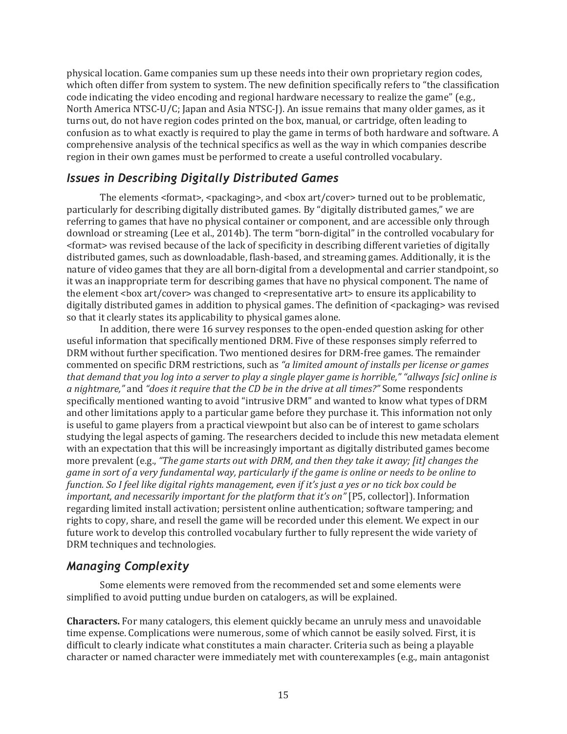physical location. Game companies sum up these needs into their own proprietary region codes, which often differ from system to system. The new definition specifically refers to "the classification code indicating the video encoding and regional hardware necessary to realize the game" (e.g., North America NTSC-U/C; Japan and Asia NTSC-J). An issue remains that many older games, as it turns out, do not have region codes printed on the box, manual, or cartridge, often leading to confusion as to what exactly is required to play the game in terms of both hardware and software. A comprehensive analysis of the technical specifics as well as the way in which companies describe region in their own games must be performed to create a useful controlled vocabulary.

## *Issues in Describing Digitally Distributed Games*

The elements <format>, <packaging>, and <box art/cover> turned out to be problematic, particularly for describing digitally distributed games. By "digitally distributed games," we are referring to games that have no physical container or component, and are accessible only through download or streaming (Lee et al., 2014b). The term "born-digital" in the controlled vocabulary for <format> was revised because of the lack of specificity in describing different varieties of digitally distributed games, such as downloadable, flash-based, and streaming games. Additionally, it is the nature of video games that they are all born-digital from a developmental and carrier standpoint, so it was an inappropriate term for describing games that have no physical component. The name of the element <box art/cover> was changed to <representative art> to ensure its applicability to digitally distributed games in addition to physical games. The definition of <packaging> was revised so that it clearly states its applicability to physical games alone.

In addition, there were 16 survey responses to the open-ended question asking for other useful information that specifically mentioned DRM. Five of these responses simply referred to DRM without further specification. Two mentioned desires for DRM-free games. The remainder commented on specific DRM restrictions, such as *"a limited amount of installs per license or games that demand that you log into a server to play a single player game is horrible," "allways [sic] online is a nightmare,"* and *"does it require that the CD be in the drive at all times?"* Some respondents specifically mentioned wanting to avoid "intrusive DRM" and wanted to know what types of DRM and other limitations apply to a particular game before they purchase it. This information not only is useful to game players from a practical viewpoint but also can be of interest to game scholars studying the legal aspects of gaming. The researchers decided to include this new metadata element with an expectation that this will be increasingly important as digitally distributed games become more prevalent (e.g., *"The game starts out with DRM, and then they take it away; [it] changes the game in sort of a very fundamental way, particularly if the game is online or needs to be online to function. So I feel like digital rights management, even if it's just a yes or no tick box could be important, and necessarily important for the platform that it's on"* [P5, collector]). Information regarding limited install activation; persistent online authentication; software tampering; and rights to copy, share, and resell the game will be recorded under this element. We expect in our future work to develop this controlled vocabulary further to fully represent the wide variety of DRM techniques and technologies.

## *Managing Complexity*

Some elements were removed from the recommended set and some elements were simplified to avoid putting undue burden on catalogers, as will be explained.

**Characters.** For many catalogers, this element quickly became an unruly mess and unavoidable time expense. Complications were numerous, some of which cannot be easily solved. First, it is difficult to clearly indicate what constitutes a main character. Criteria such as being a playable character or named character were immediately met with counterexamples (e.g., main antagonist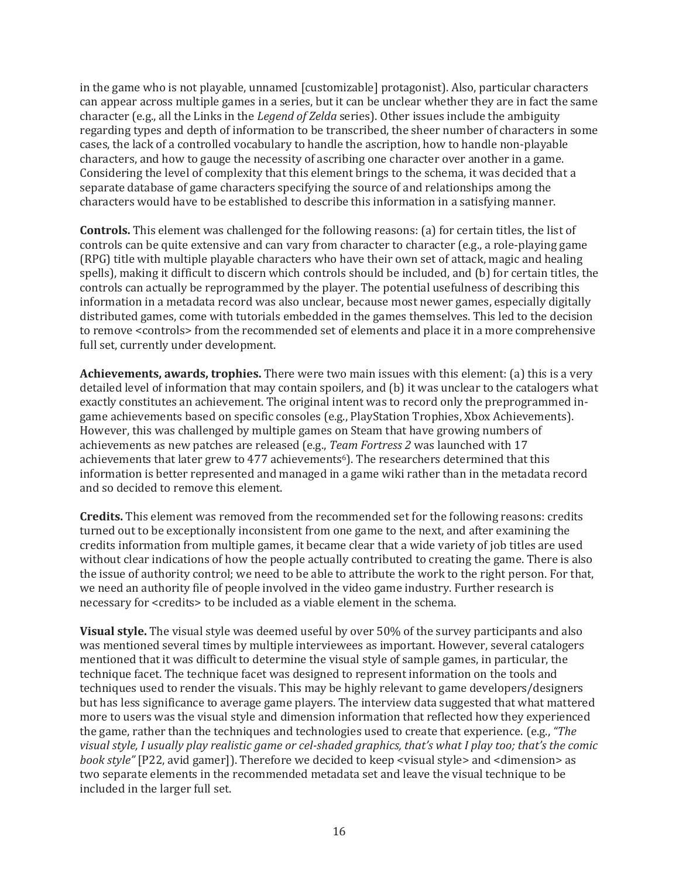in the game who is not playable, unnamed [customizable] protagonist). Also, particular characters can appear across multiple games in a series, but it can be unclear whether they are in fact the same character (e.g., all the Links in the *Legend of Zelda* series). Other issues include the ambiguity regarding types and depth of information to be transcribed, the sheer number of characters in some cases, the lack of a controlled vocabulary to handle the ascription, how to handle non-playable characters, and how to gauge the necessity of ascribing one character over another in a game. Considering the level of complexity that this element brings to the schema, it was decided that a separate database of game characters specifying the source of and relationships among the characters would have to be established to describe this information in a satisfying manner.

**Controls.** This element was challenged for the following reasons: (a) for certain titles, the list of controls can be quite extensive and can vary from character to character (e.g., a role-playing game (RPG) title with multiple playable characters who have their own set of attack, magic and healing spells), making it difficult to discern which controls should be included, and (b) for certain titles, the controls can actually be reprogrammed by the player. The potential usefulness of describing this information in a metadata record was also unclear, because most newer games, especially digitally distributed games, come with tutorials embedded in the games themselves. This led to the decision to remove <controls> from the recommended set of elements and place it in a more comprehensive full set, currently under development.

**Achievements, awards, trophies.** There were two main issues with this element: (a) this is a very detailed level of information that may contain spoilers, and (b) it was unclear to the catalogers what exactly constitutes an achievement. The original intent was to record only the preprogrammed in-game achievements based on specific consoles (e.g., PlayStation Trophies, Xbox Achievements). However, this was challenged by multiple games on Steam that have growing numbers of achievements as new patches are released (e.g., *Team Fortress 2* was launched with 17 achievements that later grew to 477 achievements[6]). The researchers determined that this information is better represented and managed in a game wiki rather than in the metadata record and so decided to remove this element.

**Credits.** This element was removed from the recommended set for the following reasons: credits turned out to be exceptionally inconsistent from one game to the next, and after examining the credits information from multiple games, it became clear that a wide variety of job titles are used without clear indications of how the people actually contributed to creating the game. There is also the issue of authority control; we need to be able to attribute the work to the right person. For that, we need an authority file of people involved in the video game industry. Further research is necessary for <credits> to be included as a viable element in the schema.

**Visual style.** The visual style was deemed useful by over 50% of the survey participants and also was mentioned several times by multiple interviewees as important. However, several catalogers mentioned that it was difficult to determine the visual style of sample games, in particular, the technique facet. The technique facet was designed to represent information on the tools and techniques used to render the visuals. This may be highly relevant to game developers/designers but has less significance to average game players. The interview data suggested that what mattered more to users was the visual style and dimension information that reflected how they experienced the game, rather than the techniques and technologies used to create that experience. (e.g., *"The visual style, I usually play realistic game or cel-shaded graphics, that's what I play too; that's the comic book style"* [P22, avid gamer]). Therefore we decided to keep <visual style> and <dimension> as two separate elements in the recommended metadata set and leave the visual technique to be included in the larger full set.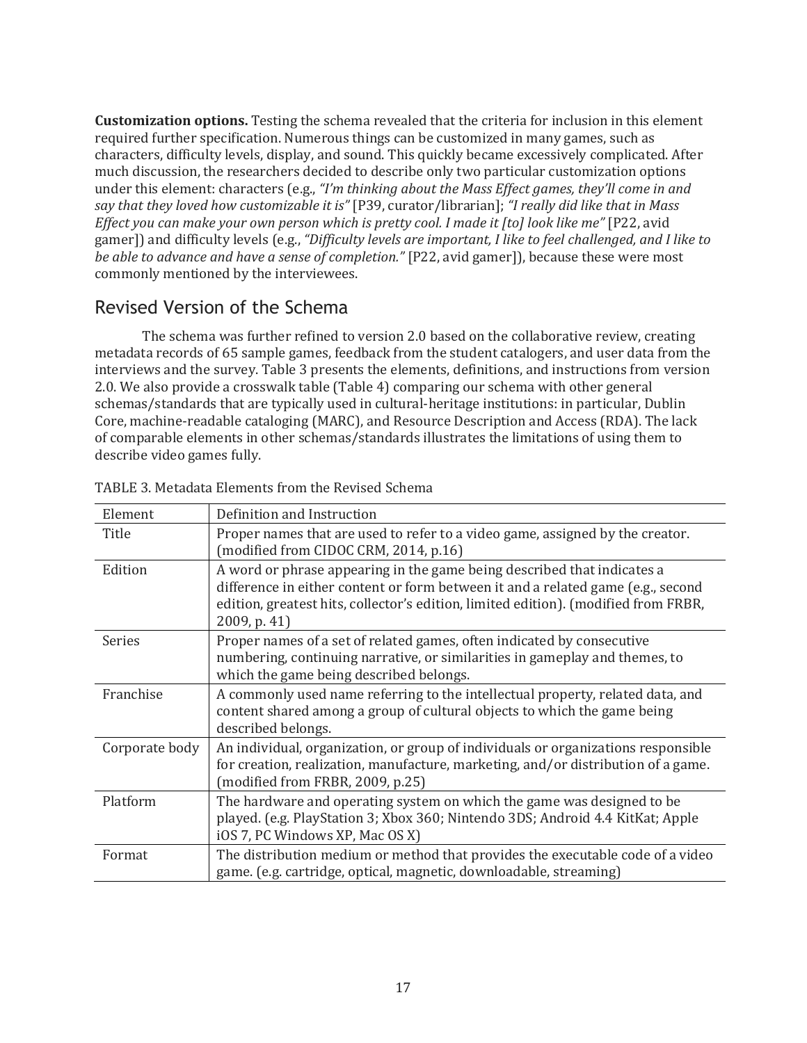**Customization options.** Testing the schema revealed that the criteria for inclusion in this element required further specification. Numerous things can be customized in many games, such as characters, difficulty levels, display, and sound. This quickly became excessively complicated. After much discussion, the researchers decided to describe only two particular customization options under this element: characters (e.g., *"I'm thinking about the Mass Effect games, they'll come in and say that they loved how customizable it is"* [P39, curator/librarian]; *"I really did like that in Mass Effect you can make your own person which is pretty cool. I made it [to] look like me"* [P22, avid gamer]) and difficulty levels (e.g., *"Difficulty levels are important, I like to feel challenged, and I like to be able to advance and have a sense of completion."* [P22, avid gamer]), because these were most commonly mentioned by the interviewees.

## Revised Version of the Schema

The schema was further refined to version 2.0 based on the collaborative review, creating metadata records of 65 sample games, feedback from the student catalogers, and user data from the interviews and the survey. Table 3 presents the elements, definitions, and instructions from version 2.0. We also provide a crosswalk table (Table 4) comparing our schema with other general schemas/standards that are typically used in cultural-heritage institutions: in particular, Dublin Core, machine-readable cataloging (MARC), and Resource Description and Access (RDA). The lack of comparable elements in other schemas/standards illustrates the limitations of using them to describe video games fully.

TABLE 3. Metadata Elements from the Revised Schema

| Element | Definition and Instruction |
|---|---|
| Title | Proper names that are used to refer to a video game, assigned by the creator. (modified from CIDOC CRM, 2014, p.16) |
| Edition | A word or phrase appearing in the game being described that indicates a difference in either content or form between it and a related game (e.g., second edition, greatest hits, collector's edition, limited edition). (modified from FRBR, 2009, p. 41) |
| Series | Proper names of a set of related games, often indicated by consecutive numbering, continuing narrative, or similarities in gameplay and themes, to which the game being described belongs. |
| Franchise | A commonly used name referring to the intellectual property, related data, and content shared among a group of cultural objects to which the game being described belongs. |
| Corporate body | An individual, organization, or group of individuals or organizations responsible for creation, realization, manufacture, marketing, and/or distribution of a game. (modified from FRBR, 2009, p.25) |
| Platform | The hardware and operating system on which the game was designed to be played. (e.g. PlayStation 3; Xbox 360; Nintendo 3DS; Android 4.4 KitKat; Apple iOS 7, PC Windows XP, Mac OS X) |
| Format | The distribution medium or method that provides the executable code of a video game. (e.g. cartridge, optical, magnetic, downloadable, streaming) |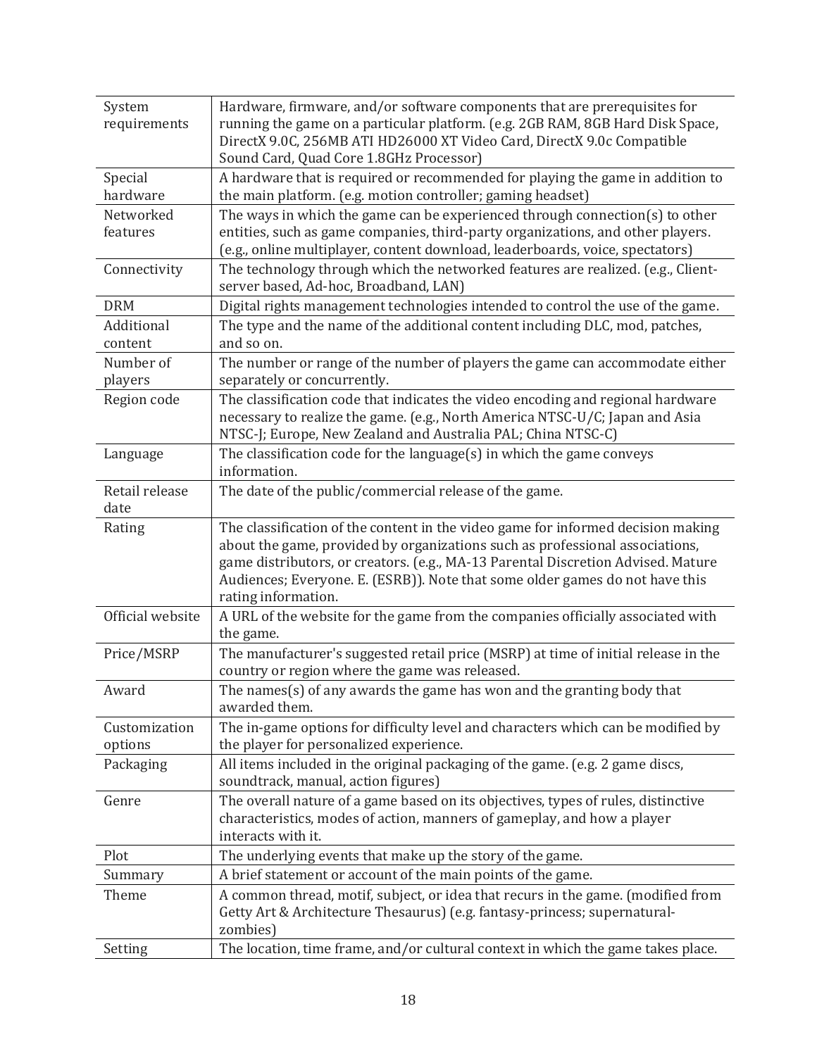| | |
|---|---|
| System requirements | Hardware, firmware, and/or software components that are prerequisites for running the game on a particular platform. (e.g. 2GB RAM, 8GB Hard Disk Space, DirectX 9.0C, 256MB ATI HD26000 XT Video Card, DirectX 9.0c Compatible Sound Card, Quad Core 1.8GHz Processor) |
| Special hardware | A hardware that is required or recommended for playing the game in addition to the main platform. (e.g. motion controller; gaming headset) |
| Networked features | The ways in which the game can be experienced through connection(s) to other entities, such as game companies, third-party organizations, and other players. (e.g., online multiplayer, content download, leaderboards, voice, spectators) |
| Connectivity | The technology through which the networked features are realized. (e.g., Client-server based, Ad-hoc, Broadband, LAN) |
| DRM | Digital rights management technologies intended to control the use of the game. |
| Additional content | The type and the name of the additional content including DLC, mod, patches, and so on. |
| Number of players | The number or range of the number of players the game can accommodate either separately or concurrently. |
| Region code | The classification code that indicates the video encoding and regional hardware necessary to realize the game. (e.g., North America NTSC-U/C; Japan and Asia NTSC-J; Europe, New Zealand and Australia PAL; China NTSC-C) |
| Language | The classification code for the language(s) in which the game conveys information. |
| Retail release date | The date of the public/commercial release of the game. |
| Rating | The classification of the content in the video game for informed decision making about the game, provided by organizations such as professional associations, game distributors, or creators. (e.g., MA-13 Parental Discretion Advised. Mature Audiences; Everyone. E. (ESRB)). Note that some older games do not have this rating information. |
| Official website | A URL of the website for the game from the companies officially associated with the game. |
| Price/MSRP | The manufacturer's suggested retail price (MSRP) at time of initial release in the country or region where the game was released. |
| Award | The names(s) of any awards the game has won and the granting body that awarded them. |
| Customization options | The in-game options for difficulty level and characters which can be modified by the player for personalized experience. |
| Packaging | All items included in the original packaging of the game. (e.g. 2 game discs, soundtrack, manual, action figures) |
| Genre | The overall nature of a game based on its objectives, types of rules, distinctive characteristics, modes of action, manners of gameplay, and how a player interacts with it. |
| Plot | The underlying events that make up the story of the game. |
| Summary | A brief statement or account of the main points of the game. |
| Theme | A common thread, motif, subject, or idea that recurs in the game. (modified from Getty Art & Architecture Thesaurus) (e.g. fantasy-princess; supernatural-zombies) |
| Setting | The location, time frame, and/or cultural context in which the game takes place. |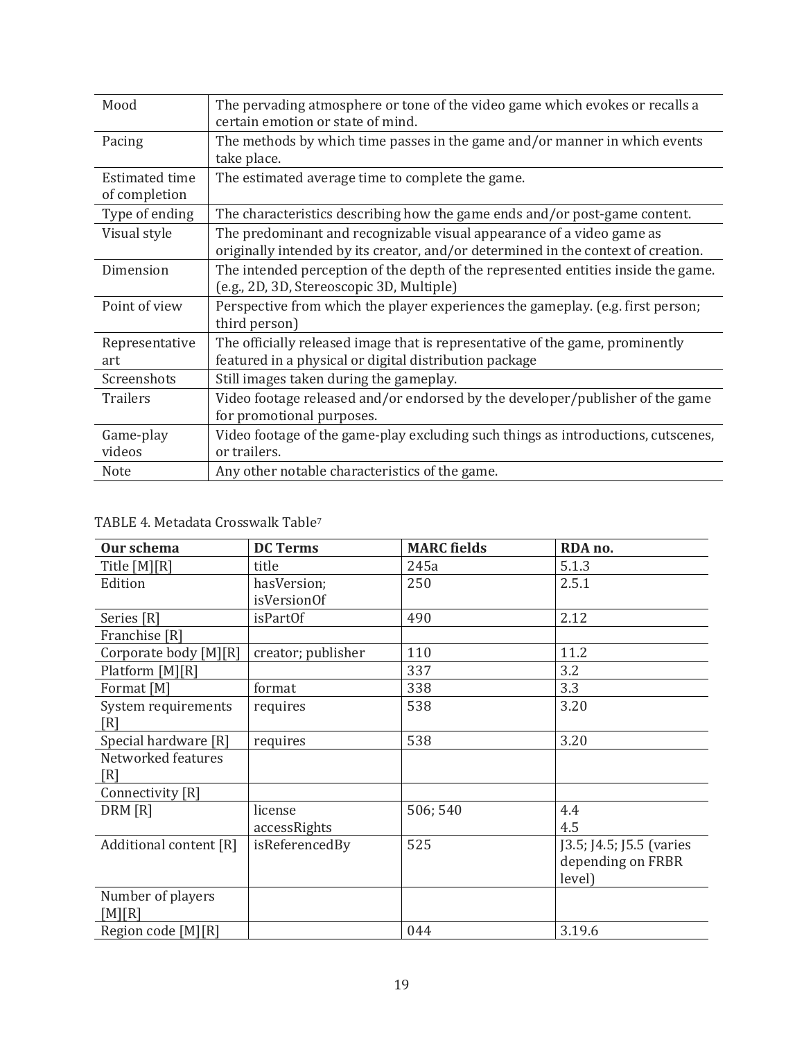| | |
|---|---|
| Mood | The pervading atmosphere or tone of the video game which evokes or recalls a certain emotion or state of mind. |
| Pacing | The methods by which time passes in the game and/or manner in which events take place. |
| Estimated time of completion | The estimated average time to complete the game. |
| Type of ending | The characteristics describing how the game ends and/or post-game content. |
| Visual style | The predominant and recognizable visual appearance of a video game as originally intended by its creator, and/or determined in the context of creation. |
| Dimension | The intended perception of the depth of the represented entities inside the game. (e.g., 2D, 3D, Stereoscopic 3D, Multiple) |
| Point of view | Perspective from which the player experiences the gameplay. (e.g. first person; third person) |
| Representative art | The officially released image that is representative of the game, prominently featured in a physical or digital distribution package |
| Screenshots | Still images taken during the gameplay. |
| Trailers | Video footage released and/or endorsed by the developer/publisher of the game for promotional purposes. |
| Game-play videos | Video footage of the game-play excluding such things as introductions, cutscenes, or trailers. |
| Note | Any other notable characteristics of the game. |

TABLE 4. Metadata Crosswalk Table[7]

| Our schema | DC Terms | MARC fields | RDA no. |
|---|---|---|---|
| Title [M][R] | title | 245a | 5.1.3 |
| Edition | hasVersion; isVersionOf | 250 | 2.5.1 |
| Series [R] | isPartOf | 490 | 2.12 |
| Franchise [R] | | | |
| Corporate body [M][R] | creator; publisher | 110 | 11.2 |
| Platform [M][R] | | 337 | 3.2 |
| Format [M] | format | 338 | 3.3 |
| System requirements [R] | requires | 538 | 3.20 |
| Special hardware [R] | requires | 538 | 3.20 |
| Networked features [R] | | | |
| Connectivity [R] | | | |
| DRM [R] | license accessRights | 506; 540 | 4.4 4.5 |
| Additional content [R] | isReferencedBy | 525 | J3.5; J4.5; J5.5 (varies depending on FRBR level) |
| Number of players [M][R] | | | |
| Region code [M][R] | | 044 | 3.19.6 |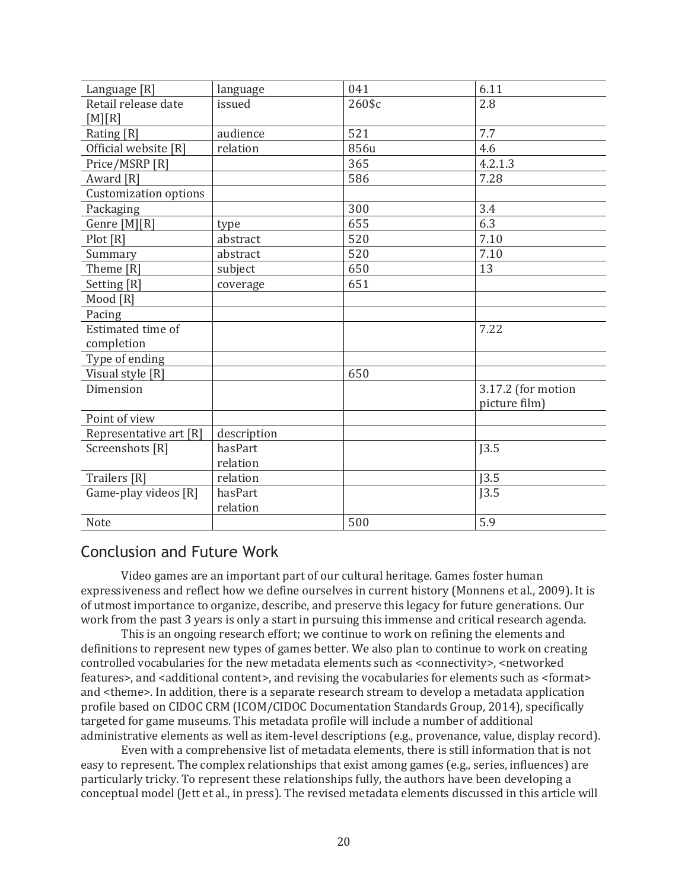| Language [R] | language | 041 | 6.11 |
|---|---|---|---|
| Retail release date [M][R] | issued | 260$c | 2.8 |
| Rating [R] | audience | 521 | 7.7 |
| Official website [R] | relation | 856u | 4.6 |
| Price/MSRP [R] | | 365 | 4.2.1.3 |
| Award [R] | | 586 | 7.28 |
| Customization options | | | |
| Packaging | | 300 | 3.4 |
| Genre [M][R] | type | 655 | 6.3 |
| Plot [R] | abstract | 520 | 7.10 |
| Summary | abstract | 520 | 7.10 |
| Theme [R] | subject | 650 | 13 |
| Setting [R] | coverage | 651 | |
| Mood [R] | | | |
| Pacing | | | |
| Estimated time of completion | | | 7.22 |
| Type of ending | | | |
| Visual style [R] | | 650 | |
| Dimension | | | 3.17.2 (for motion picture film) |
| Point of view | | | |
| Representative art [R] | description | | |
| Screenshots [R] | hasPart relation | | J3.5 |
| Trailers [R] | relation | | J3.5 |
| Game-play videos [R] | hasPart relation | | J3.5 |
| Note | | 500 | 5.9 |

## Conclusion and Future Work

Video games are an important part of our cultural heritage. Games foster human expressiveness and reflect how we define ourselves in current history (Monnens et al., 2009). It is of utmost importance to organize, describe, and preserve this legacy for future generations. Our work from the past 3 years is only a start in pursuing this immense and critical research agenda.

This is an ongoing research effort; we continue to work on refining the elements and definitions to represent new types of games better. We also plan to continue to work on creating controlled vocabularies for the new metadata elements such as <connectivity>, <networked features>, and <additional content>, and revising the vocabularies for elements such as <format> and <theme>. In addition, there is a separate research stream to develop a metadata application profile based on CIDOC CRM (ICOM/CIDOC Documentation Standards Group, 2014), specifically targeted for game museums. This metadata profile will include a number of additional administrative elements as well as item-level descriptions (e.g., provenance, value, display record).

Even with a comprehensive list of metadata elements, there is still information that is not easy to represent. The complex relationships that exist among games (e.g., series, influences) are particularly tricky. To represent these relationships fully, the authors have been developing a conceptual model (Jett et al., in press). The revised metadata elements discussed in this article will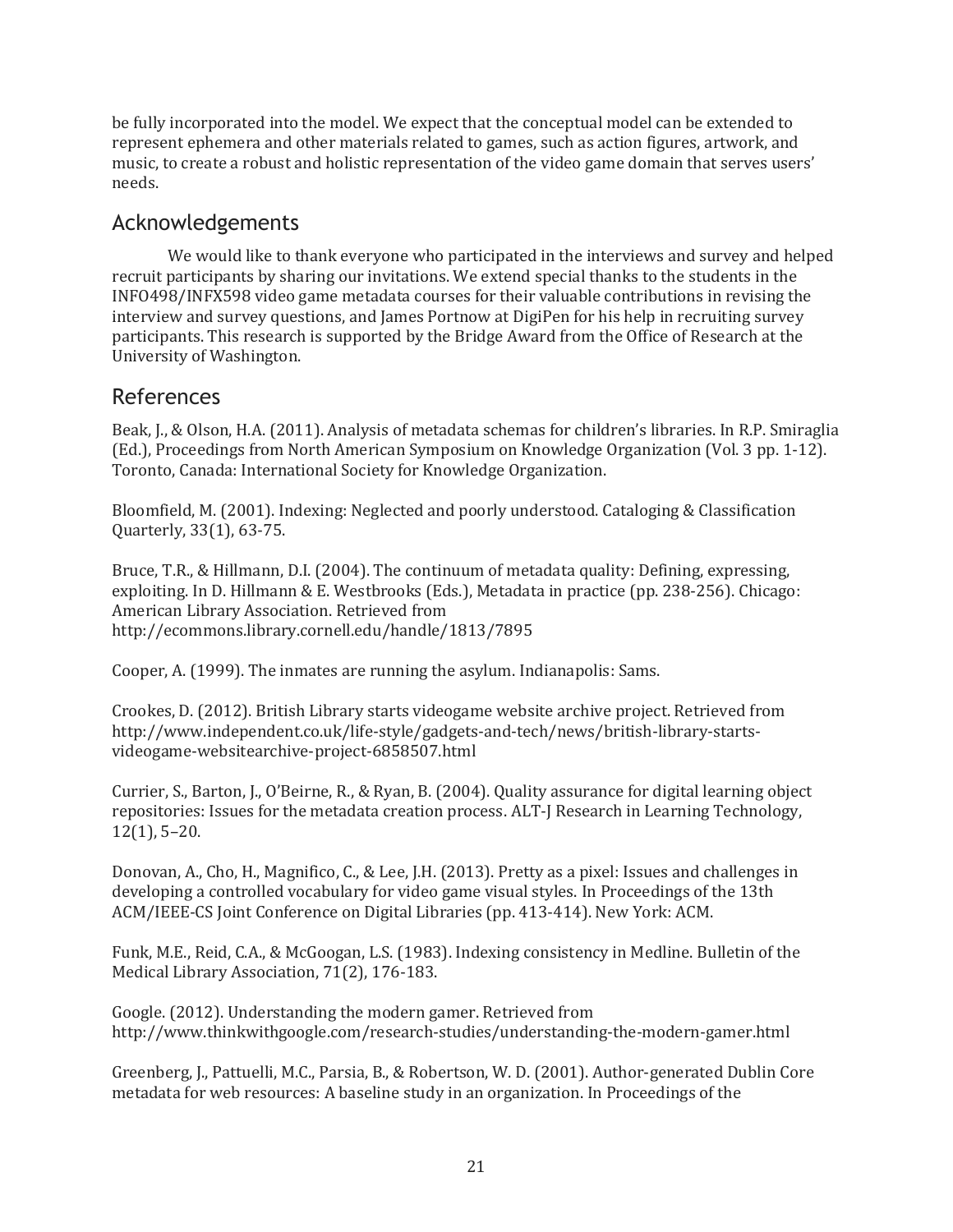be fully incorporated into the model. We expect that the conceptual model can be extended to represent ephemera and other materials related to games, such as action figures, artwork, and music, to create a robust and holistic representation of the video game domain that serves users' needs.

## Acknowledgements

We would like to thank everyone who participated in the interviews and survey and helped recruit participants by sharing our invitations. We extend special thanks to the students in the INFO498/INFX598 video game metadata courses for their valuable contributions in revising the interview and survey questions, and James Portnow at DigiPen for his help in recruiting survey participants. This research is supported by the Bridge Award from the Office of Research at the University of Washington.

## References

Beak, J., & Olson, H.A. (2011). Analysis of metadata schemas for children's libraries. In R.P. Smiraglia (Ed.), Proceedings from North American Symposium on Knowledge Organization (Vol. 3 pp. 1-12). Toronto, Canada: International Society for Knowledge Organization.

Bloomfield, M. (2001). Indexing: Neglected and poorly understood. Cataloging & Classification Quarterly, 33(1), 63-75.

Bruce, T.R., & Hillmann, D.I. (2004). The continuum of metadata quality: Defining, expressing, exploiting. In D. Hillmann & E. Westbrooks (Eds.), Metadata in practice (pp. 238-256). Chicago: American Library Association. Retrieved from http://ecommons.library.cornell.edu/handle/1813/7895

Cooper, A. (1999). The inmates are running the asylum. Indianapolis: Sams.

Crookes, D. (2012). British Library starts videogame website archive project. Retrieved from http://www.independent.co.uk/life-style/gadgets-and-tech/news/british-library-starts-videogame-websitearchive-project-6858507.html

Currier, S., Barton, J., O'Beirne, R., & Ryan, B. (2004). Quality assurance for digital learning object repositories: Issues for the metadata creation process. ALT-J Research in Learning Technology, 12(1), 5–20.

Donovan, A., Cho, H., Magnifico, C., & Lee, J.H. (2013). Pretty as a pixel: Issues and challenges in developing a controlled vocabulary for video game visual styles. In Proceedings of the 13th ACM/IEEE-CS Joint Conference on Digital Libraries (pp. 413-414). New York: ACM.

Funk, M.E., Reid, C.A., & McGoogan, L.S. (1983). Indexing consistency in Medline. Bulletin of the Medical Library Association, 71(2), 176-183.

Google. (2012). Understanding the modern gamer. Retrieved from http://www.thinkwithgoogle.com/research-studies/understanding-the-modern-gamer.html

Greenberg, J., Pattuelli, M.C., Parsia, B., & Robertson, W. D. (2001). Author-generated Dublin Core metadata for web resources: A baseline study in an organization. In Proceedings of the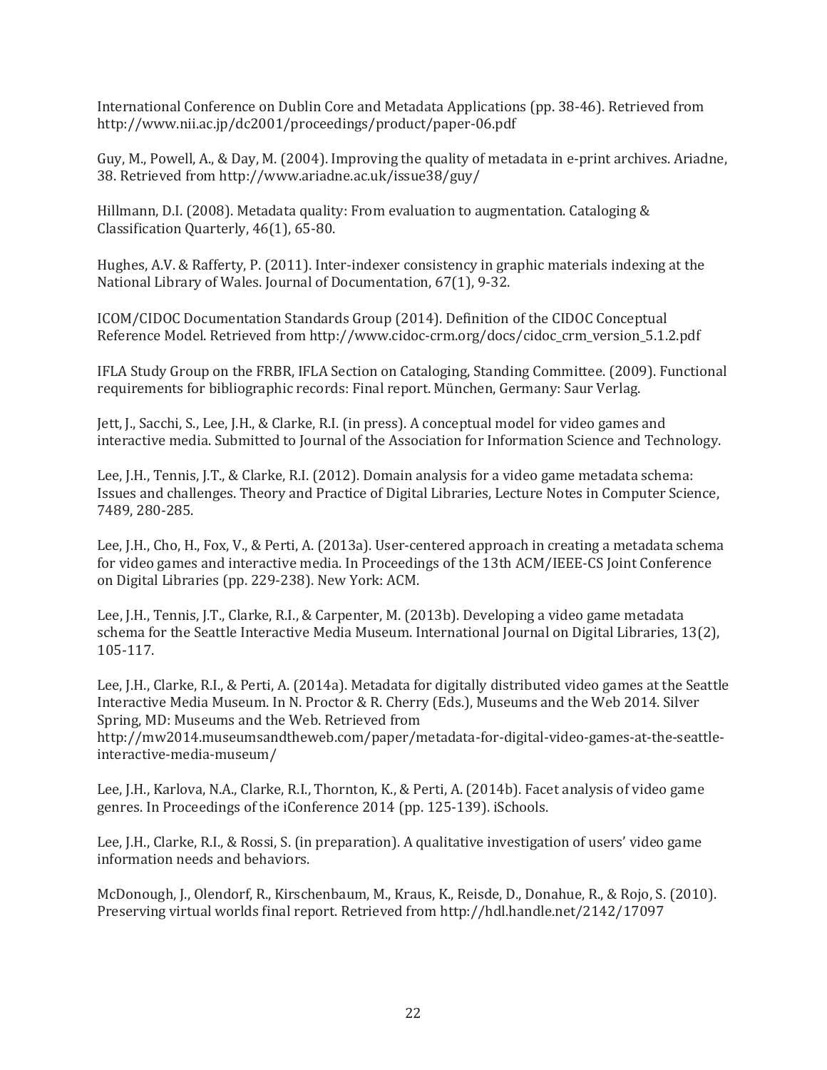International Conference on Dublin Core and Metadata Applications (pp. 38-46). Retrieved from http://www.nii.ac.jp/dc2001/proceedings/product/paper-06.pdf

Guy, M., Powell, A., & Day, M. (2004). Improving the quality of metadata in e-print archives. Ariadne, 38. Retrieved from http://www.ariadne.ac.uk/issue38/guy/

Hillmann, D.I. (2008). Metadata quality: From evaluation to augmentation. Cataloging & Classification Quarterly, 46(1), 65-80.

Hughes, A.V. & Rafferty, P. (2011). Inter-indexer consistency in graphic materials indexing at the National Library of Wales. Journal of Documentation, 67(1), 9-32.

ICOM/CIDOC Documentation Standards Group (2014). Definition of the CIDOC Conceptual Reference Model. Retrieved from http://www.cidoc-crm.org/docs/cidoc_crm_version_5.1.2.pdf

IFLA Study Group on the FRBR, IFLA Section on Cataloging, Standing Committee. (2009). Functional requirements for bibliographic records: Final report. München, Germany: Saur Verlag.

Jett, J., Sacchi, S., Lee, J.H., & Clarke, R.I. (in press). A conceptual model for video games and interactive media. Submitted to Journal of the Association for Information Science and Technology.

Lee, J.H., Tennis, J.T., & Clarke, R.I. (2012). Domain analysis for a video game metadata schema: Issues and challenges. Theory and Practice of Digital Libraries, Lecture Notes in Computer Science, 7489, 280-285.

Lee, J.H., Cho, H., Fox, V., & Perti, A. (2013a). User-centered approach in creating a metadata schema for video games and interactive media. In Proceedings of the 13th ACM/IEEE-CS Joint Conference on Digital Libraries (pp. 229-238). New York: ACM.

Lee, J.H., Tennis, J.T., Clarke, R.I., & Carpenter, M. (2013b). Developing a video game metadata schema for the Seattle Interactive Media Museum. International Journal on Digital Libraries, 13(2), 105-117.

Lee, J.H., Clarke, R.I., & Perti, A. (2014a). Metadata for digitally distributed video games at the Seattle Interactive Media Museum. In N. Proctor & R. Cherry (Eds.), Museums and the Web 2014. Silver Spring, MD: Museums and the Web. Retrieved from http://mw2014.museumsandtheweb.com/paper/metadata-for-digital-video-games-at-the-seattle-interactive-media-museum/

Lee, J.H., Karlova, N.A., Clarke, R.I., Thornton, K., & Perti, A. (2014b). Facet analysis of video game genres. In Proceedings of the iConference 2014 (pp. 125-139). iSchools.

Lee, J.H., Clarke, R.I., & Rossi, S. (in preparation). A qualitative investigation of users' video game information needs and behaviors.

McDonough, J., Olendorf, R., Kirschenbaum, M., Kraus, K., Reisde, D., Donahue, R., & Rojo, S. (2010). Preserving virtual worlds final report. Retrieved from http://hdl.handle.net/2142/17097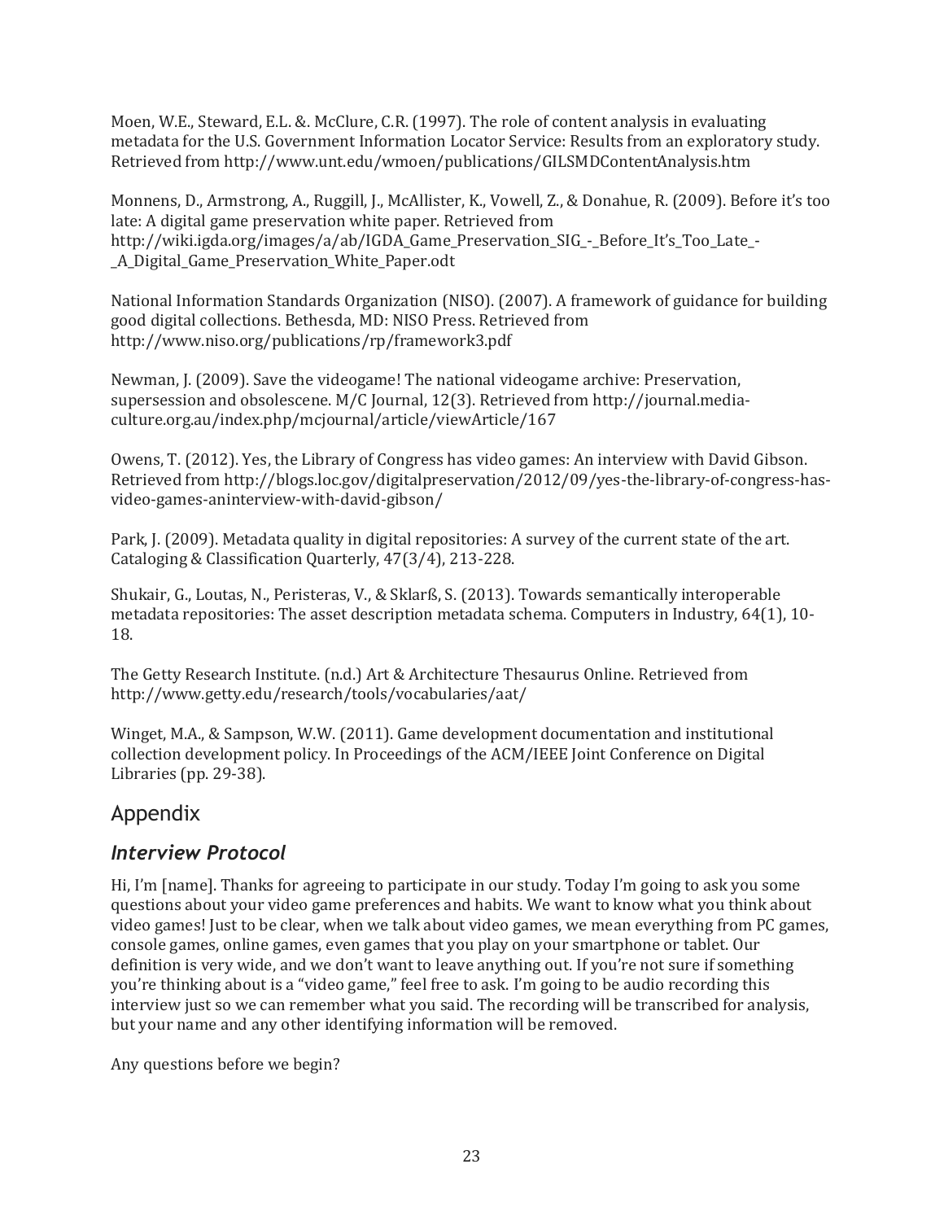Moen, W.E., Steward, E.L. &. McClure, C.R. (1997). The role of content analysis in evaluating metadata for the U.S. Government Information Locator Service: Results from an exploratory study. Retrieved from http://www.unt.edu/wmoen/publications/GILSMDContentAnalysis.htm

Monnens, D., Armstrong, A., Ruggill, J., McAllister, K., Vowell, Z., & Donahue, R. (2009). Before it's too late: A digital game preservation white paper. Retrieved from http://wiki.igda.org/images/a/ab/IGDA_Game_Preservation_SIG_-_Before_It's_Too_Late_-_A_Digital_Game_Preservation_White_Paper.odt

National Information Standards Organization (NISO). (2007). A framework of guidance for building good digital collections. Bethesda, MD: NISO Press. Retrieved from http://www.niso.org/publications/rp/framework3.pdf

Newman, J. (2009). Save the videogame! The national videogame archive: Preservation, supersession and obsolescene. M/C Journal, 12(3). Retrieved from http://journal.media-culture.org.au/index.php/mcjournal/article/viewArticle/167

Owens, T. (2012). Yes, the Library of Congress has video games: An interview with David Gibson. Retrieved from http://blogs.loc.gov/digitalpreservation/2012/09/yes-the-library-of-congress-has-video-games-aninterview-with-david-gibson/

Park, J. (2009). Metadata quality in digital repositories: A survey of the current state of the art. Cataloging & Classification Quarterly, 47(3/4), 213-228.

Shukair, G., Loutas, N., Peristeras, V., & Sklarß, S. (2013). Towards semantically interoperable metadata repositories: The asset description metadata schema. Computers in Industry, 64(1), 10-18.

The Getty Research Institute. (n.d.) Art & Architecture Thesaurus Online. Retrieved from http://www.getty.edu/research/tools/vocabularies/aat/

Winget, M.A., & Sampson, W.W. (2011). Game development documentation and institutional collection development policy. In Proceedings of the ACM/IEEE Joint Conference on Digital Libraries (pp. 29-38).

## Appendix

### *Interview Protocol*

Hi, I'm [name]. Thanks for agreeing to participate in our study. Today I'm going to ask you some questions about your video game preferences and habits. We want to know what you think about video games! Just to be clear, when we talk about video games, we mean everything from PC games, console games, online games, even games that you play on your smartphone or tablet. Our definition is very wide, and we don't want to leave anything out. If you're not sure if something you're thinking about is a "video game," feel free to ask. I'm going to be audio recording this interview just so we can remember what you said. The recording will be transcribed for analysis, but your name and any other identifying information will be removed.

Any questions before we begin?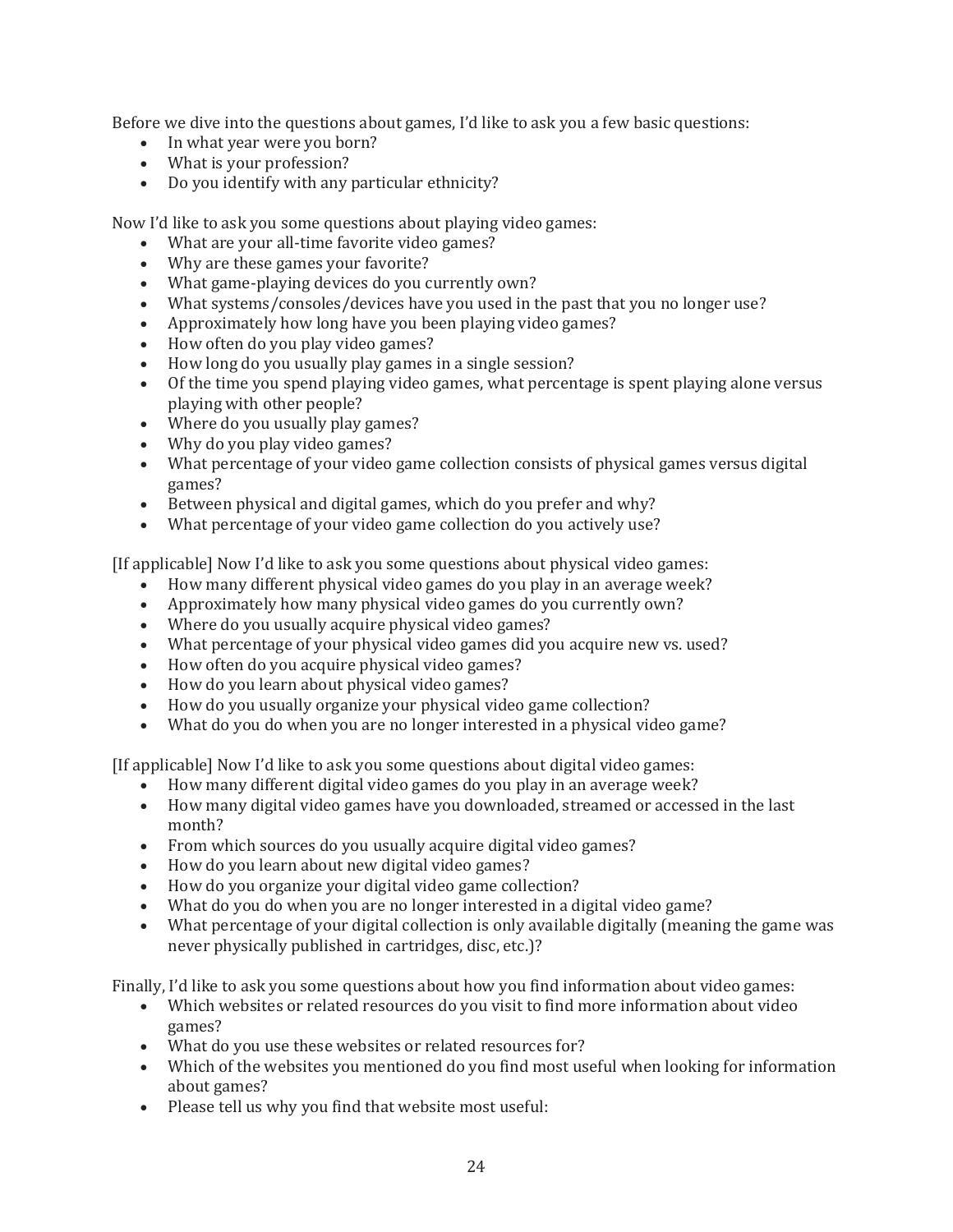Before we dive into the questions about games, I'd like to ask you a few basic questions:

- In what year were you born?
- What is your profession?
- Do you identify with any particular ethnicity?

Now I'd like to ask you some questions about playing video games:

- What are your all-time favorite video games?
- Why are these games your favorite?
- What game-playing devices do you currently own?
- What systems/consoles/devices have you used in the past that you no longer use?
- Approximately how long have you been playing video games?
- How often do you play video games?
- How long do you usually play games in a single session?
- Of the time you spend playing video games, what percentage is spent playing alone versus playing with other people?
- Where do you usually play games?
- Why do you play video games?
- What percentage of your video game collection consists of physical games versus digital games?
- Between physical and digital games, which do you prefer and why?
- What percentage of your video game collection do you actively use?

[If applicable] Now I'd like to ask you some questions about physical video games:

- How many different physical video games do you play in an average week?
- Approximately how many physical video games do you currently own?
- Where do you usually acquire physical video games?
- What percentage of your physical video games did you acquire new vs. used?
- How often do you acquire physical video games?
- How do you learn about physical video games?
- How do you usually organize your physical video game collection?
- What do you do when you are no longer interested in a physical video game?

[If applicable] Now I'd like to ask you some questions about digital video games:

- How many different digital video games do you play in an average week?
- How many digital video games have you downloaded, streamed or accessed in the last month?
- From which sources do you usually acquire digital video games?
- How do you learn about new digital video games?
- How do you organize your digital video game collection?
- What do you do when you are no longer interested in a digital video game?
- What percentage of your digital collection is only available digitally (meaning the game was never physically published in cartridges, disc, etc.)?

Finally, I'd like to ask you some questions about how you find information about video games:

- Which websites or related resources do you visit to find more information about video games?
- What do you use these websites or related resources for?
- Which of the websites you mentioned do you find most useful when looking for information about games?
- Please tell us why you find that website most useful: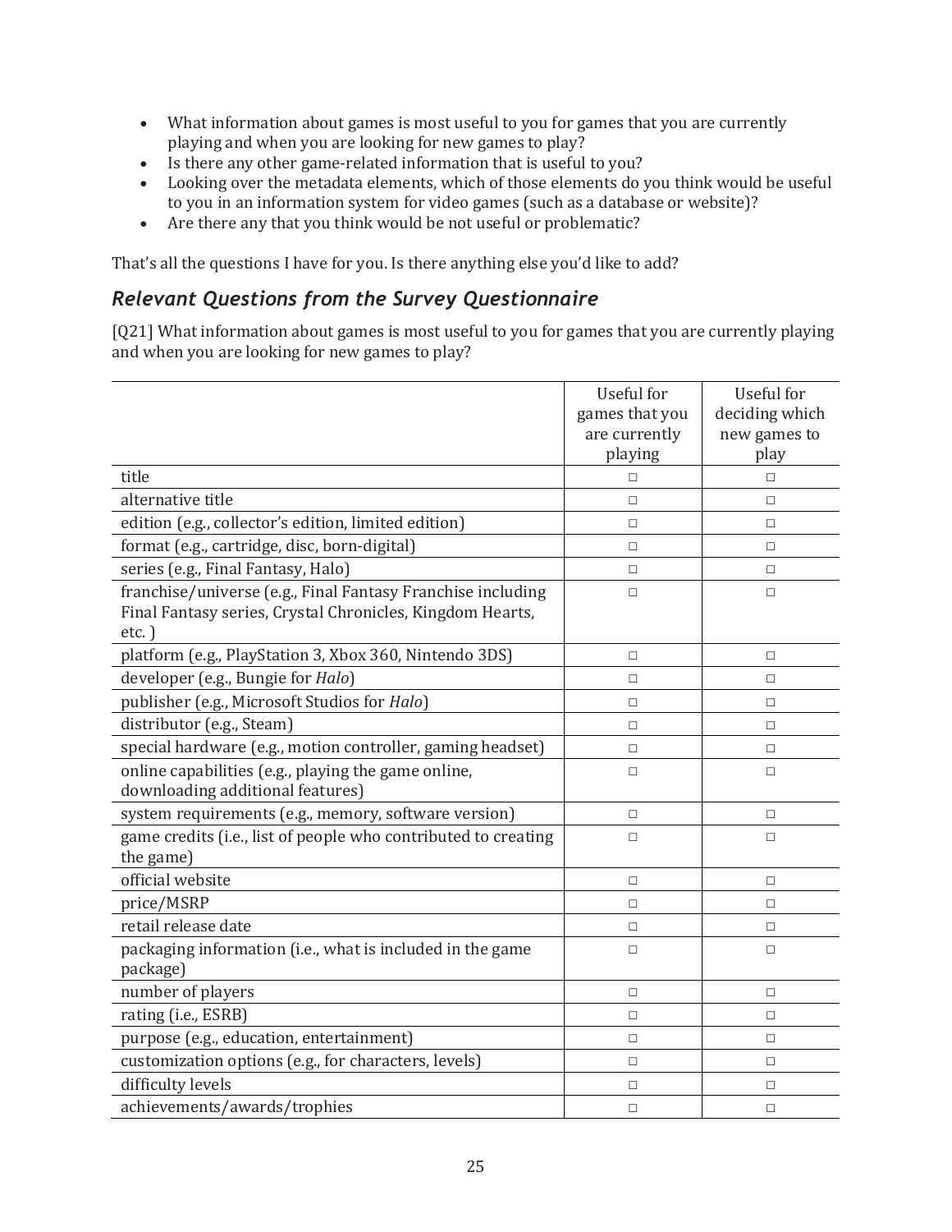- What information about games is most useful to you for games that you are currently playing and when you are looking for new games to play?
- Is there any other game-related information that is useful to you?
- Looking over the metadata elements, which of those elements do you think would be useful to you in an information system for video games (such as a database or website)?
- Are there any that you think would be not useful or problematic?

That's all the questions I have for you. Is there anything else you'd like to add?

## *Relevant Questions from the Survey Questionnaire*

[Q21] What information about games is most useful to you for games that you are currently playing and when you are looking for new games to play?

| | Useful for games that you are currently playing | Useful for deciding which new games to play |
|---|---|---|
| title | □ | □ |
| alternative title | □ | □ |
| edition (e.g., collector's edition, limited edition) | □ | □ |
| format (e.g., cartridge, disc, born-digital) | □ | □ |
| series (e.g., Final Fantasy, Halo) | □ | □ |
| franchise/universe (e.g., Final Fantasy Franchise including Final Fantasy series, Crystal Chronicles, Kingdom Hearts, etc. ) | □ | □ |
| platform (e.g., PlayStation 3, Xbox 360, Nintendo 3DS) | □ | □ |
| developer (e.g., Bungie for *Halo*) | □ | □ |
| publisher (e.g., Microsoft Studios for *Halo*) | □ | □ |
| distributor (e.g., Steam) | □ | □ |
| special hardware (e.g., motion controller, gaming headset) | □ | □ |
| online capabilities (e.g., playing the game online, downloading additional features) | □ | □ |
| system requirements (e.g., memory, software version) | □ | □ |
| game credits (i.e., list of people who contributed to creating the game) | □ | □ |
| official website | □ | □ |
| price/MSRP | □ | □ |
| retail release date | □ | □ |
| packaging information (i.e., what is included in the game package) | □ | □ |
| number of players | □ | □ |
| rating (i.e., ESRB) | □ | □ |
| purpose (e.g., education, entertainment) | □ | □ |
| customization options (e.g., for characters, levels) | □ | □ |
| difficulty levels | □ | □ |
| achievements/awards/trophies | □ | □ |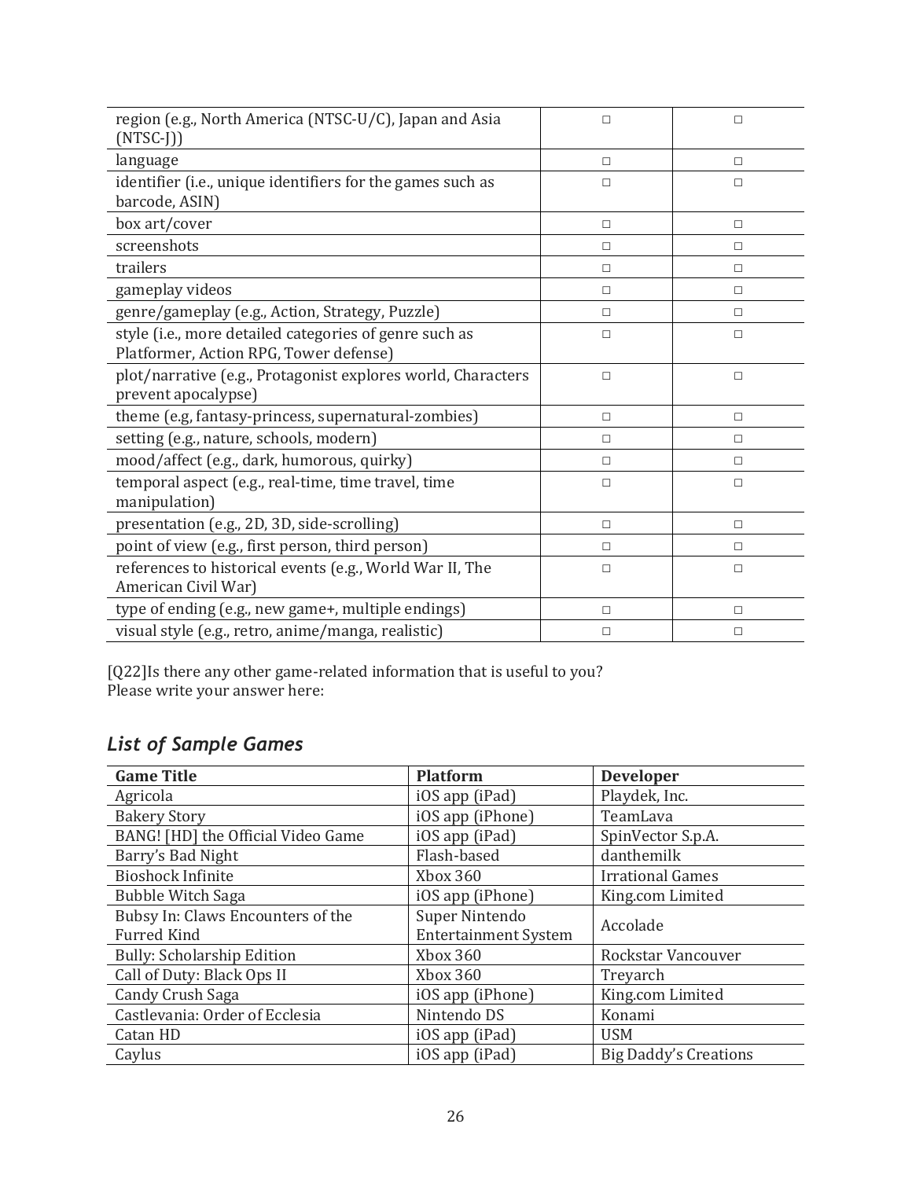| | | |
|---|---|---|
| region (e.g., North America (NTSC-U/C), Japan and Asia (NTSC-J)) | □ | □ |
| language | □ | □ |
| identifier (i.e., unique identifiers for the games such as barcode, ASIN) | □ | □ |
| box art/cover | □ | □ |
| screenshots | □ | □ |
| trailers | □ | □ |
| gameplay videos | □ | □ |
| genre/gameplay (e.g., Action, Strategy, Puzzle) | □ | □ |
| style (i.e., more detailed categories of genre such as Platformer, Action RPG, Tower defense) | □ | □ |
| plot/narrative (e.g., Protagonist explores world, Characters prevent apocalypse) | □ | □ |
| theme (e.g, fantasy-princess, supernatural-zombies) | □ | □ |
| setting (e.g., nature, schools, modern) | □ | □ |
| mood/affect (e.g., dark, humorous, quirky) | □ | □ |
| temporal aspect (e.g., real-time, time travel, time manipulation) | □ | □ |
| presentation (e.g., 2D, 3D, side-scrolling) | □ | □ |
| point of view (e.g., first person, third person) | □ | □ |
| references to historical events (e.g., World War II, The American Civil War) | □ | □ |
| type of ending (e.g., new game+, multiple endings) | □ | □ |
| visual style (e.g., retro, anime/manga, realistic) | □ | □ |

[Q22]Is there any other game-related information that is useful to you?
Please write your answer here:

## *List of Sample Games*

| Game Title | Platform | Developer |
|---|---|---|
| Agricola | iOS app (iPad) | Playdek, Inc. |
| Bakery Story | iOS app (iPhone) | TeamLava |
| BANG! [HD] the Official Video Game | iOS app (iPad) | SpinVector S.p.A. |
| Barry's Bad Night | Flash-based | danthemilk |
| Bioshock Infinite | Xbox 360 | Irrational Games |
| Bubble Witch Saga | iOS app (iPhone) | King.com Limited |
| Bubsy In: Claws Encounters of the Furred Kind | Super Nintendo Entertainment System | Accolade |
| Bully: Scholarship Edition | Xbox 360 | Rockstar Vancouver |
| Call of Duty: Black Ops II | Xbox 360 | Treyarch |
| Candy Crush Saga | iOS app (iPhone) | King.com Limited |
| Castlevania: Order of Ecclesia | Nintendo DS | Konami |
| Catan HD | iOS app (iPad) | USM |
| Caylus | iOS app (iPad) | Big Daddy's Creations |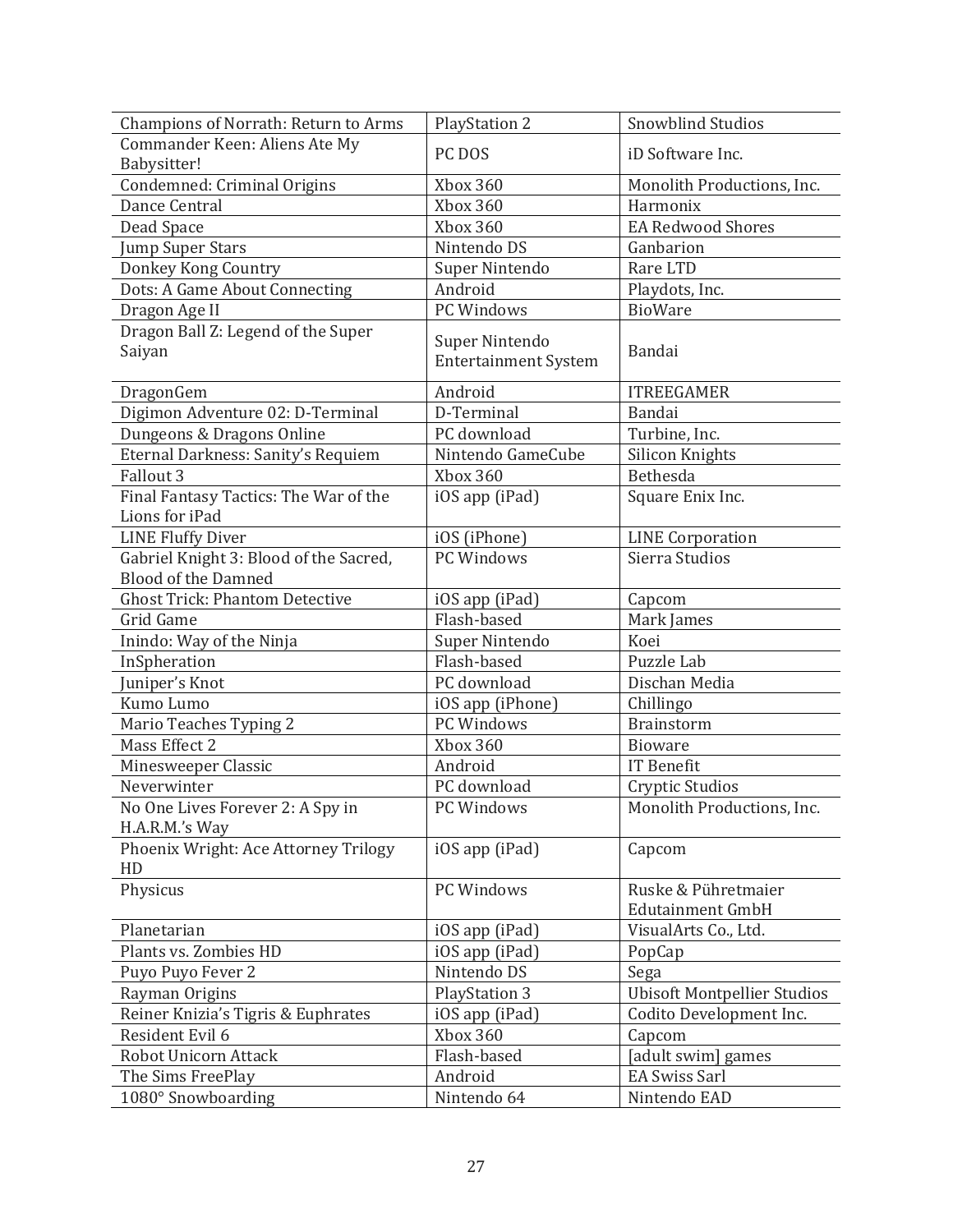| Champions of Norrath: Return to Arms | PlayStation 2 | Snowblind Studios |
|---|---|---|
| Commander Keen: Aliens Ate My Babysitter! | PC DOS | iD Software Inc. |
| Condemned: Criminal Origins | Xbox 360 | Monolith Productions, Inc. |
| Dance Central | Xbox 360 | Harmonix |
| Dead Space | Xbox 360 | EA Redwood Shores |
| Jump Super Stars | Nintendo DS | Ganbarion |
| Donkey Kong Country | Super Nintendo | Rare LTD |
| Dots: A Game About Connecting | Android | Playdots, Inc. |
| Dragon Age II | PC Windows | BioWare |
| Dragon Ball Z: Legend of the Super Saiyan | Super Nintendo Entertainment System | Bandai |
| DragonGem | Android | ITREEGAMER |
| Digimon Adventure 02: D-Terminal | D-Terminal | Bandai |
| Dungeons & Dragons Online | PC download | Turbine, Inc. |
| Eternal Darkness: Sanity's Requiem | Nintendo GameCube | Silicon Knights |
| Fallout 3 | Xbox 360 | Bethesda |
| Final Fantasy Tactics: The War of the Lions for iPad | iOS app (iPad) | Square Enix Inc. |
| LINE Fluffy Diver | iOS (iPhone) | LINE Corporation |
| Gabriel Knight 3: Blood of the Sacred, Blood of the Damned | PC Windows | Sierra Studios |
| Ghost Trick: Phantom Detective | iOS app (iPad) | Capcom |
| Grid Game | Flash-based | Mark James |
| Inindo: Way of the Ninja | Super Nintendo | Koei |
| InSpheration | Flash-based | Puzzle Lab |
| Juniper's Knot | PC download | Dischan Media |
| Kumo Lumo | iOS app (iPhone) | Chillingo |
| Mario Teaches Typing 2 | PC Windows | Brainstorm |
| Mass Effect 2 | Xbox 360 | Bioware |
| Minesweeper Classic | Android | IT Benefit |
| Neverwinter | PC download | Cryptic Studios |
| No One Lives Forever 2: A Spy in H.A.R.M.'s Way | PC Windows | Monolith Productions, Inc. |
| Phoenix Wright: Ace Attorney Trilogy HD | iOS app (iPad) | Capcom |
| Physicus | PC Windows | Ruske & Pühretmaier Edutainment GmbH |
| Planetarian | iOS app (iPad) | VisualArts Co., Ltd. |
| Plants vs. Zombies HD | iOS app (iPad) | PopCap |
| Puyo Puyo Fever 2 | Nintendo DS | Sega |
| Rayman Origins | PlayStation 3 | Ubisoft Montpellier Studios |
| Reiner Knizia's Tigris & Euphrates | iOS app (iPad) | Codito Development Inc. |
| Resident Evil 6 | Xbox 360 | Capcom |
| Robot Unicorn Attack | Flash-based | [adult swim] games |
| The Sims FreePlay | Android | EA Swiss Sarl |
| 1080° Snowboarding | Nintendo 64 | Nintendo EAD |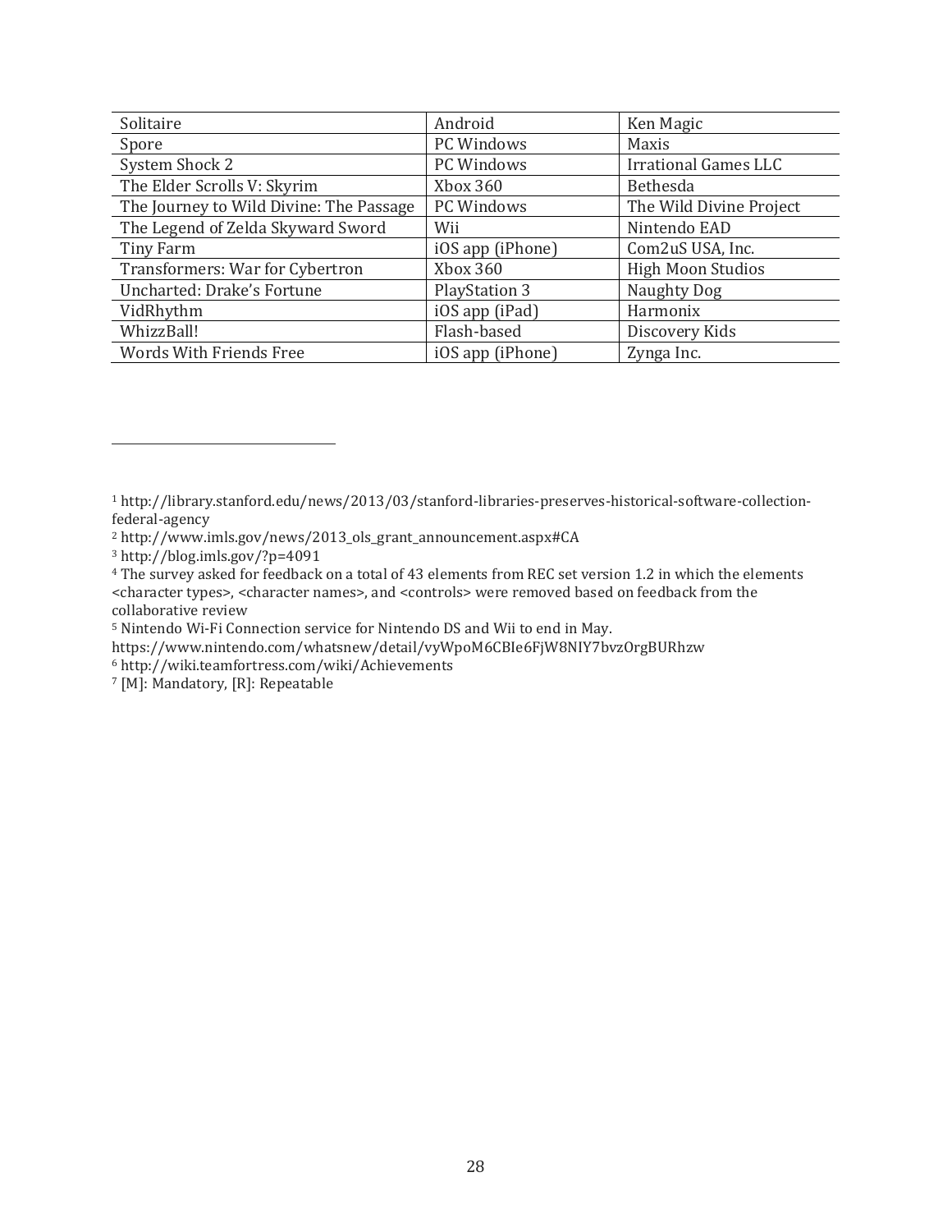| | | |
|---|---|---|
| Solitaire | Android | Ken Magic |
| Spore | PC Windows | Maxis |
| System Shock 2 | PC Windows | Irrational Games LLC |
| The Elder Scrolls V: Skyrim | Xbox 360 | Bethesda |
| The Journey to Wild Divine: The Passage | PC Windows | The Wild Divine Project |
| The Legend of Zelda Skyward Sword | Wii | Nintendo EAD |
| Tiny Farm | iOS app (iPhone) | Com2uS USA, Inc. |
| Transformers: War for Cybertron | Xbox 360 | High Moon Studios |
| Uncharted: Drake's Fortune | PlayStation 3 | Naughty Dog |
| VidRhythm | iOS app (iPad) | Harmonix |
| WhizzBall! | Flash-based | Discovery Kids |
| Words With Friends Free | iOS app (iPhone) | Zynga Inc. |

---

[1] http://library.stanford.edu/news/2013/03/stanford-libraries-preserves-historical-software-collection-federal-agency

[2] http://www.imls.gov/news/2013_ols_grant_announcement.aspx#CA

[3] http://blog.imls.gov/?p=4091

[4] The survey asked for feedback on a total of 43 elements from REC set version 1.2 in which the elements <character types>, <character names>, and <controls> were removed based on feedback from the collaborative review

[5] Nintendo Wi-Fi Connection service for Nintendo DS and Wii to end in May. https://www.nintendo.com/whatsnew/detail/vyWpoM6CBIe6FjW8NIY7bvzOrgBURhzw

[6] http://wiki.teamfortress.com/wiki/Achievements

[7] [M]: Mandatory, [R]: Repeatable